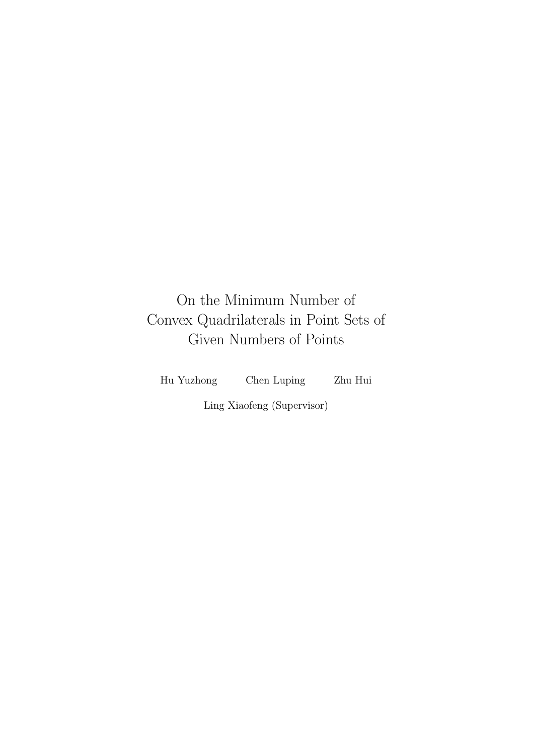# On the Minimum Number of Convex Quadrilaterals in Point Sets of Given Numbers of Points

Hu Yuzhong    Chen Luping    Zhu Hui

Ling Xiaofeng (Supervisor)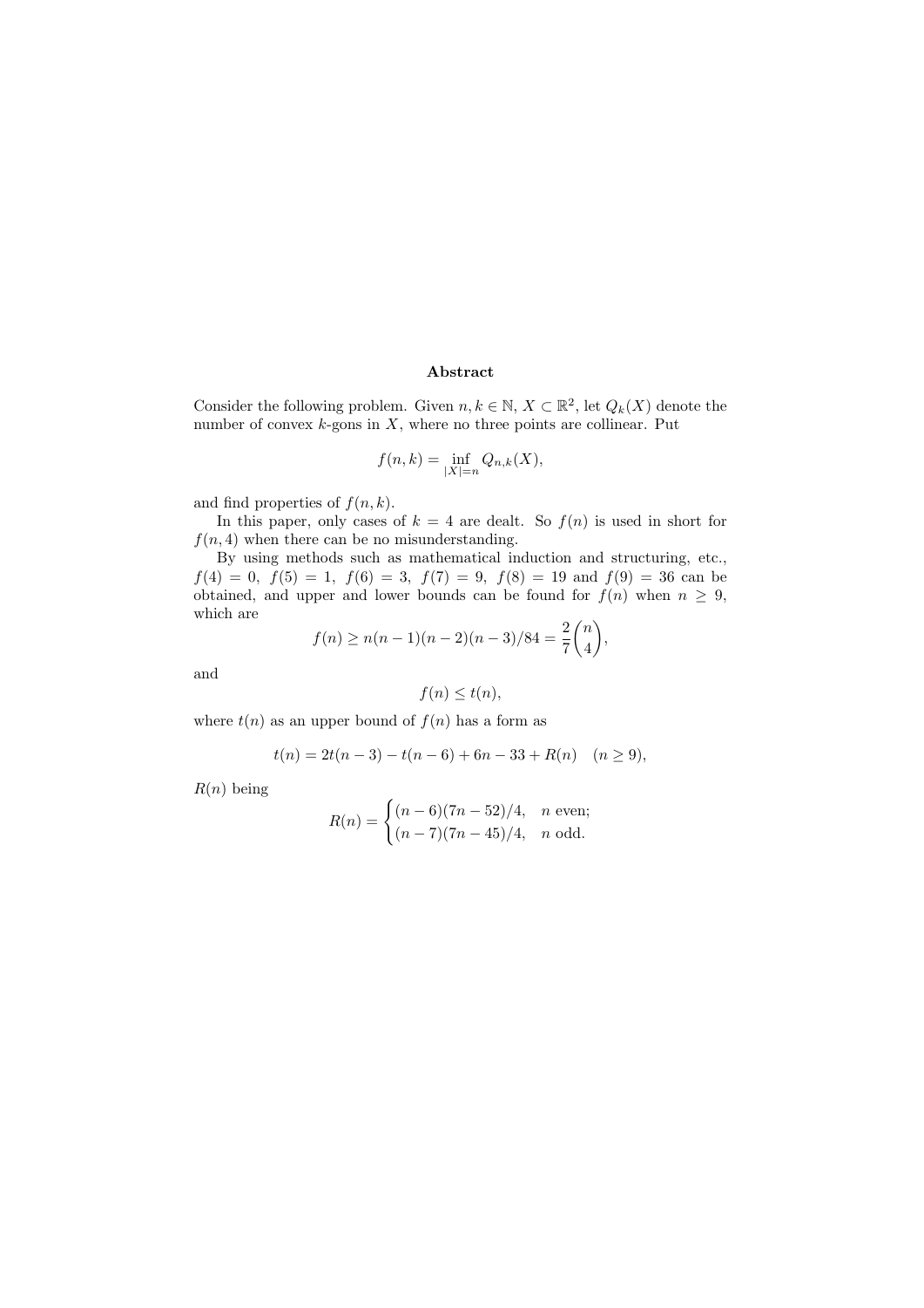# Abstract

Consider the following problem. Given $n, k \in \mathbb{N}$, $X \subset \mathbb{R}^2$, let $Q_k(X)$ denote the number of convex $k$-gons in $X$, where no three points are collinear. Put

$$f(n,k) = \inf_{|X|=n} Q_{n,k}(X),$$

and find properties of $f(n,k)$.

In this paper, only cases of $k = 4$ are dealt. So $f(n)$ is used in short for $f(n,4)$ when there can be no misunderstanding.

By using methods such as mathematical induction and structuring, etc., $f(4) = 0,\ f(5) = 1,\ f(6) = 3,\ f(7) = 9,\ f(8) = 19$ and $f(9) = 36$ can be obtained, and upper and lower bounds can be found for $f(n)$ when $n \geq 9$, which are

$$f(n) \geq n(n-1)(n-2)(n-3)/84 = \frac{2}{7}\binom{n}{4},$$

and

$$f(n) \leq t(n),$$

where $t(n)$ as an upper bound of $f(n)$ has a form as

$$t(n) = 2t(n-3) - t(n-6) + 6n - 33 + R(n) \quad (n \geq 9),$$

$R(n)$ being

$$R(n) = \begin{cases} (n-6)(7n-52)/4, & n \text{ even;} \\ (n-7)(7n-45)/4, & n \text{ odd.} \end{cases}$$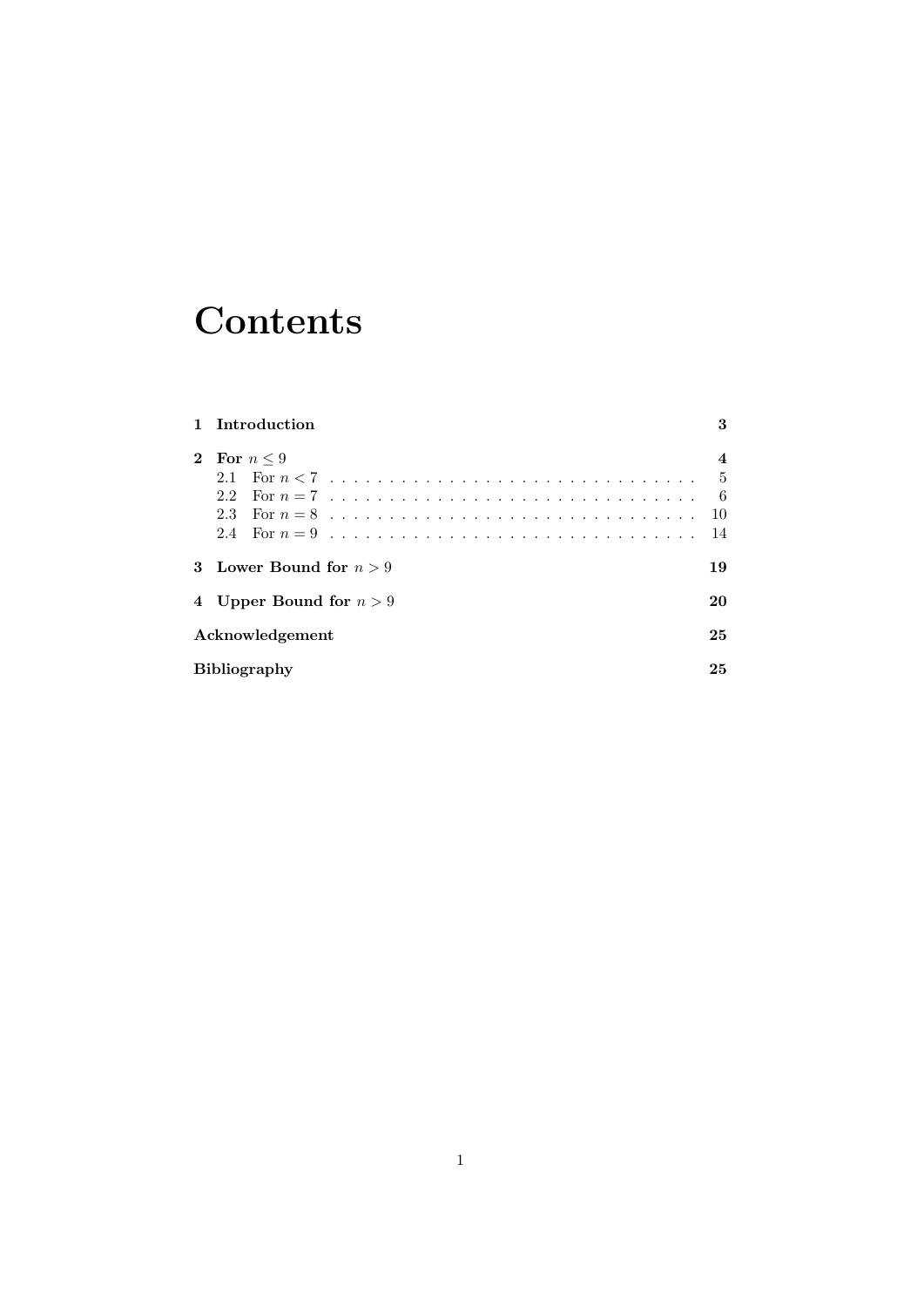# Contents

**1 Introduction** **3**

**2 For $n \leq 9$** **4**

- 2.1 For $n < 7$ . . . . . . . . . . . . . . . . . . . . . . . . . . . . . . . . 5
- 2.2 For $n = 7$ . . . . . . . . . . . . . . . . . . . . . . . . . . . . . . . . 6
- 2.3 For $n = 8$ . . . . . . . . . . . . . . . . . . . . . . . . . . . . . . . . 10
- 2.4 For $n = 9$ . . . . . . . . . . . . . . . . . . . . . . . . . . . . . . . . 14

**3 Lower Bound for $n > 9$** **19**

**4 Upper Bound for $n > 9$** **20**

**Acknowledgement** **25**

**Bibliography** **25**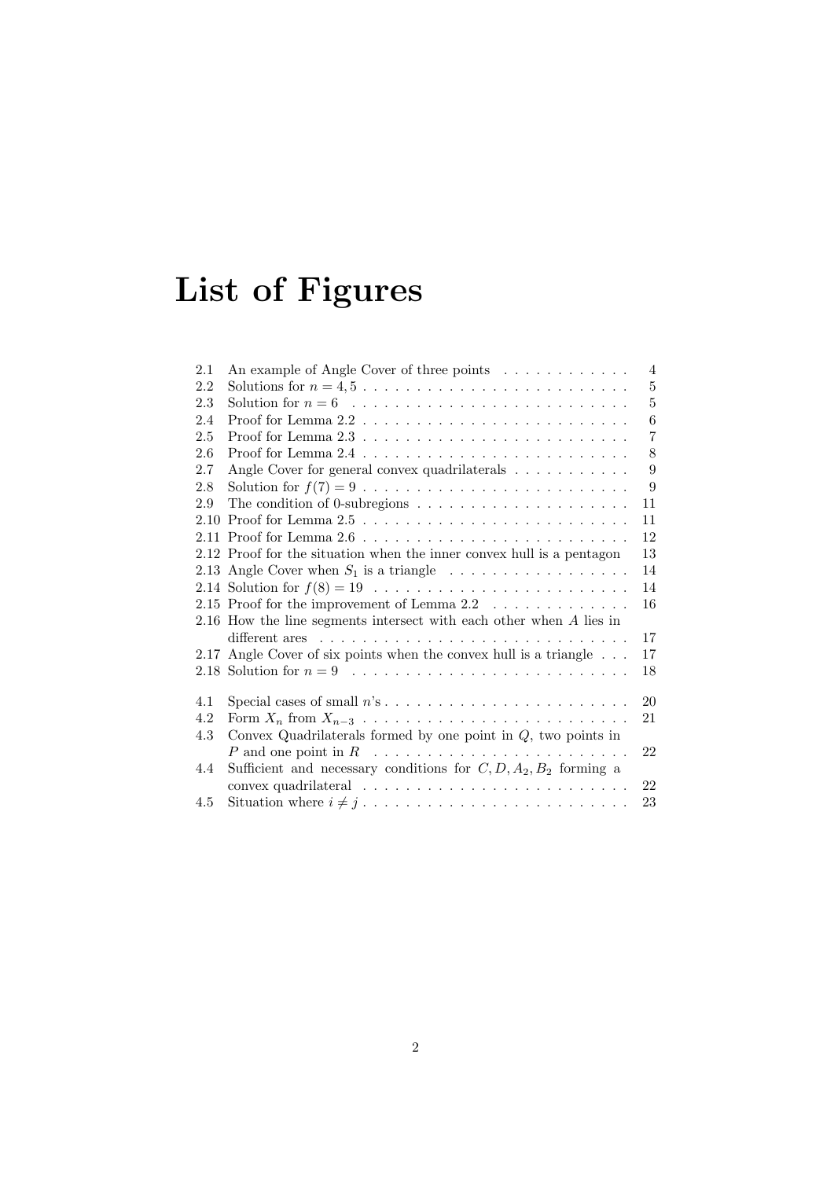# List of Figures

2.1 An example of Angle Cover of three points . . . . . . . . . . . . 4
2.2 Solutions for $n = 4, 5$ . . . . . . . . . . . . . . . . . . . . . . . . 5
2.3 Solution for $n = 6$ . . . . . . . . . . . . . . . . . . . . . . . . . 5
2.4 Proof for Lemma 2.2 . . . . . . . . . . . . . . . . . . . . . . . . 6
2.5 Proof for Lemma 2.3 . . . . . . . . . . . . . . . . . . . . . . . . 7
2.6 Proof for Lemma 2.4 . . . . . . . . . . . . . . . . . . . . . . . . 8
2.7 Angle Cover for general convex quadrilaterals . . . . . . . . . . . 9
2.8 Solution for $f(7) = 9$ . . . . . . . . . . . . . . . . . . . . . . . . 9
2.9 The condition of 0-subregions . . . . . . . . . . . . . . . . . . . . 11
2.10 Proof for Lemma 2.5 . . . . . . . . . . . . . . . . . . . . . . . . 11
2.11 Proof for Lemma 2.6 . . . . . . . . . . . . . . . . . . . . . . . . 12
2.12 Proof for the situation when the inner convex hull is a pentagon 13
2.13 Angle Cover when $S_1$ is a triangle . . . . . . . . . . . . . . . . 14
2.14 Solution for $f(8) = 19$ . . . . . . . . . . . . . . . . . . . . . . . 14
2.15 Proof for the improvement of Lemma 2.2 . . . . . . . . . . . . . 16
2.16 How the line segments intersect with each other when $A$ lies in different ares . . . . . . . . . . . . . . . . . . . . . . . . . . . . 17
2.17 Angle Cover of six points when the convex hull is a triangle . . . 17
2.18 Solution for $n = 9$ . . . . . . . . . . . . . . . . . . . . . . . . . 18

4.1 Special cases of small $n$'s . . . . . . . . . . . . . . . . . . . . . . 20
4.2 Form $X_n$ from $X_{n-3}$ . . . . . . . . . . . . . . . . . . . . . . . . 21
4.3 Convex Quadrilaterals formed by one point in $Q$, two points in $P$ and one point in $R$ . . . . . . . . . . . . . . . . . . . . . . . . 22
4.4 Sufficient and necessary conditions for $C, D, A_2, B_2$ forming a convex quadrilateral . . . . . . . . . . . . . . . . . . . . . . . . . 22
4.5 Situation where $i \neq j$ . . . . . . . . . . . . . . . . . . . . . . . . 23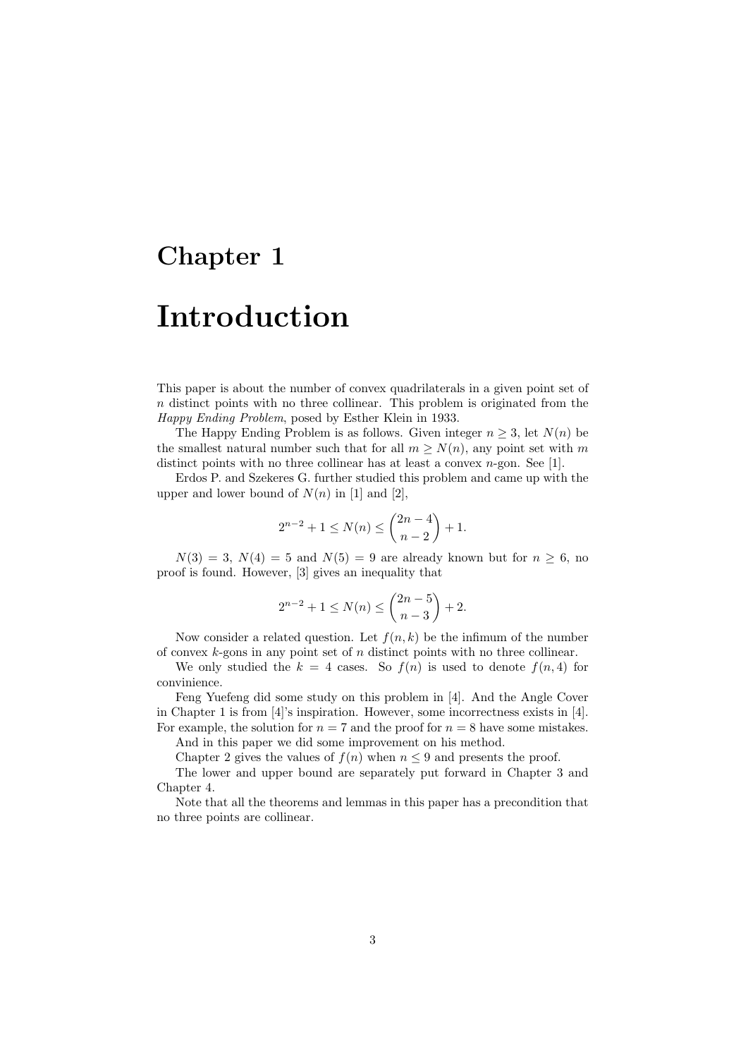# Chapter 1

# Introduction

This paper is about the number of convex quadrilaterals in a given point set of $n$ distinct points with no three collinear. This problem is originated from the *Happy Ending Problem*, posed by Esther Klein in 1933.

The Happy Ending Problem is as follows. Given integer $n \geq 3$, let $N(n)$ be the smallest natural number such that for all $m \geq N(n)$, any point set with $m$ distinct points with no three collinear has at least a convex $n$-gon. See [1].

Erdos P. and Szekeres G. further studied this problem and came up with the upper and lower bound of $N(n)$ in [1] and [2],

$$2^{n-2} + 1 \leq N(n) \leq \binom{2n-4}{n-2} + 1.$$

$N(3) = 3$, $N(4) = 5$ and $N(5) = 9$ are already known but for $n \geq 6$, no proof is found. However, [3] gives an inequality that

$$2^{n-2} + 1 \leq N(n) \leq \binom{2n-5}{n-3} + 2.$$

Now consider a related question. Let $f(n, k)$ be the infimum of the number of convex $k$-gons in any point set of $n$ distinct points with no three collinear.

We only studied the $k = 4$ cases. So $f(n)$ is used to denote $f(n, 4)$ for convinience.

Feng Yuefeng did some study on this problem in [4]. And the Angle Cover in Chapter 1 is from [4]'s inspiration. However, some incorrectness exists in [4]. For example, the solution for $n = 7$ and the proof for $n = 8$ have some mistakes.

And in this paper we did some improvement on his method.

Chapter 2 gives the values of $f(n)$ when $n \leq 9$ and presents the proof.

The lower and upper bound are separately put forward in Chapter 3 and Chapter 4.

Note that all the theorems and lemmas in this paper has a precondition that no three points are collinear.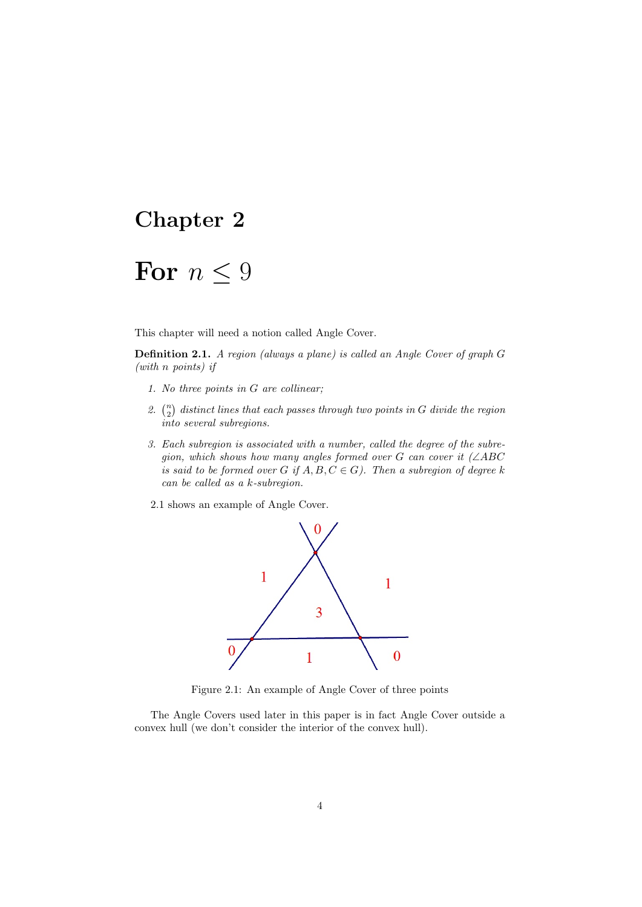# Chapter 2

# For $n \leq 9$

This chapter will need a notion called Angle Cover.

**Definition 2.1.** *A region (always a plane) is called an Angle Cover of graph $G$ (with $n$ points) if*

1. *No three points in $G$ are collinear;*
2. *$\binom{n}{2}$ distinct lines that each passes through two points in $G$ divide the region into several subregions.*
3. *Each subregion is associated with a number, called the degree of the subregion, which shows how many angles formed over $G$ can cover it ($\angle ABC$ is said to be formed over $G$ if $A, B, C \in G$). Then a subregion of degree $k$ can be called as a $k$-subregion.*

2.1 shows an example of Angle Cover.

Figure 2.1: An example of Angle Cover of three points

The Angle Covers used later in this paper is in fact Angle Cover outside a convex hull (we don't consider the interior of the convex hull).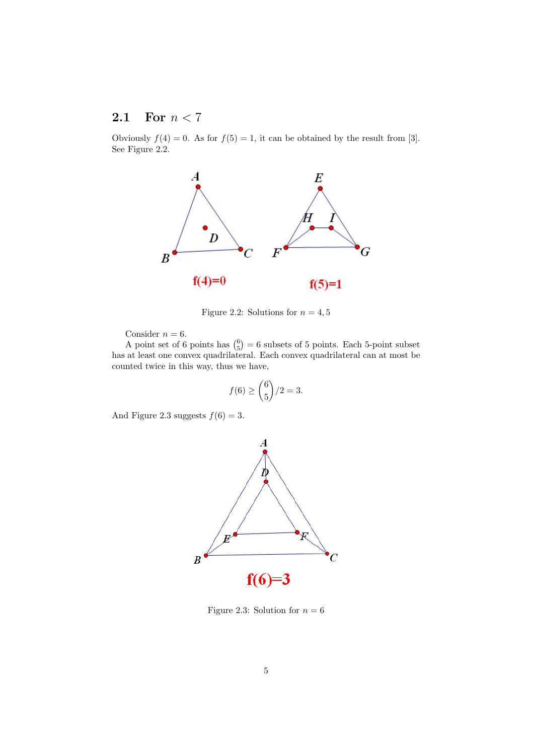## 2.1 For $n < 7$

Obviously $f(4) = 0$. As for $f(5) = 1$, it can be obtained by the result from [3]. See Figure 2.2.

Figure 2.2: Solutions for $n = 4, 5$

Consider $n = 6$.

A point set of 6 points has $\binom{6}{5} = 6$ subsets of 5 points. Each 5-point subset has at least one convex quadrilateral. Each convex quadrilateral can at most be counted twice in this way, thus we have,

$$f(6) \geq \binom{6}{5}/2 = 3.$$

And Figure 2.3 suggests $f(6) = 3$.

Figure 2.3: Solution for $n = 6$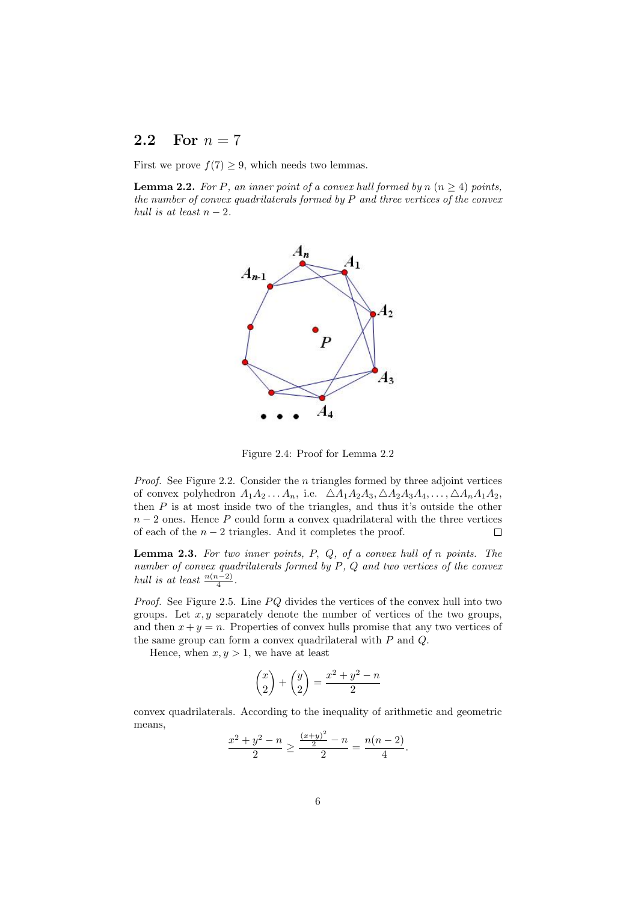## 2.2 For $n = 7$

First we prove $f(7) \geq 9$, which needs two lemmas.

**Lemma 2.2.** *For $P$, an inner point of a convex hull formed by $n$ ($n \geq 4$) points, the number of convex quadrilaterals formed by $P$ and three vertices of the convex hull is at least $n - 2$.*

Figure 2.4: Proof for Lemma 2.2

*Proof.* See Figure 2.2. Consider the $n$ triangles formed by three adjoint vertices of convex polyhedron $A_1A_2 \ldots A_n$, i.e. $\triangle A_1A_2A_3, \triangle A_2A_3A_4, \ldots, \triangle A_nA_1A_2$, then $P$ is at most inside two of the triangles, and thus it's outside the other $n - 2$ ones. Hence $P$ could form a convex quadrilateral with the three vertices of each of the $n - 2$ triangles. And it completes the proof. □

**Lemma 2.3.** *For two inner points, $P$, $Q$, of a convex hull of $n$ points. The number of convex quadrilaterals formed by $P$, $Q$ and two vertices of the convex hull is at least $\frac{n(n-2)}{4}$.*

*Proof.* See Figure 2.5. Line $PQ$ divides the vertices of the convex hull into two groups. Let $x, y$ separately denote the number of vertices of the two groups, and then $x + y = n$. Properties of convex hulls promise that any two vertices of the same group can form a convex quadrilateral with $P$ and $Q$.

Hence, when $x, y > 1$, we have at least

$$\binom{x}{2} + \binom{y}{2} = \frac{x^2 + y^2 - n}{2}$$

convex quadrilaterals. According to the inequality of arithmetic and geometric means,

$$\frac{x^2 + y^2 - n}{2} \geq \frac{\frac{(x+y)^2}{2} - n}{2} = \frac{n(n-2)}{4}.$$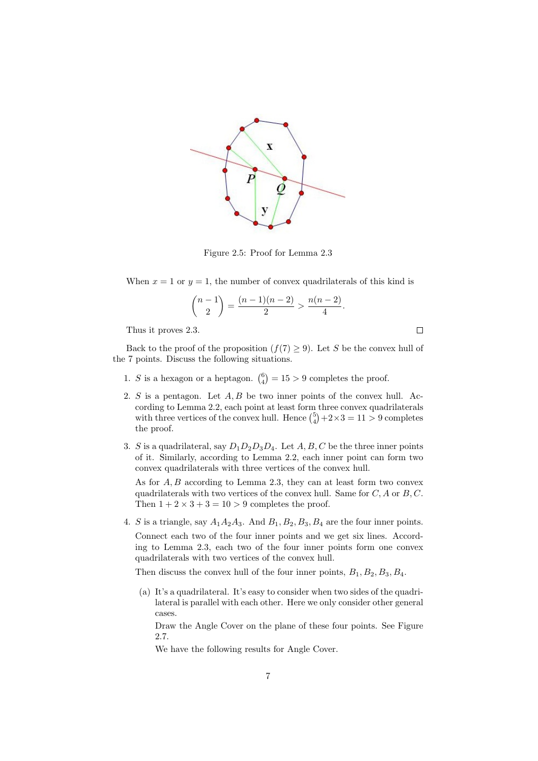Figure 2.5: Proof for Lemma 2.3

When $x = 1$ or $y = 1$, the number of convex quadrilaterals of this kind is

$$\binom{n-1}{2} = \frac{(n-1)(n-2)}{2} > \frac{n(n-2)}{4}.$$

Thus it proves 2.3. $\square$

Back to the proof of the proposition ($f(7) \geq 9$). Let $S$ be the convex hull of the 7 points. Discuss the following situations.

1. $S$ is a hexagon or a heptagon. $\binom{6}{4} = 15 > 9$ completes the proof.

2. $S$ is a pentagon. Let $A, B$ be two inner points of the convex hull. According to Lemma 2.2, each point at least form three convex quadrilaterals with three vertices of the convex hull. Hence $\binom{5}{4} + 2 \times 3 = 11 > 9$ completes the proof.

3. $S$ is a quadrilateral, say $D_1D_2D_3D_4$. Let $A, B, C$ be the three inner points of it. Similarly, according to Lemma 2.2, each inner point can form two convex quadrilaterals with three vertices of the convex hull.

   As for $A, B$ according to Lemma 2.3, they can at least form two convex quadrilaterals with two vertices of the convex hull. Same for $C, A$ or $B, C$. Then $1 + 2 \times 3 + 3 = 10 > 9$ completes the proof.

4. $S$ is a triangle, say $A_1A_2A_3$. And $B_1, B_2, B_3, B_4$ are the four inner points. Connect each two of the four inner points and we get six lines. According to Lemma 2.3, each two of the four inner points form one convex quadrilaterals with two vertices of the convex hull.

   Then discuss the convex hull of the four inner points, $B_1, B_2, B_3, B_4$.

   (a) It's a quadrilateral. It's easy to consider when two sides of the quadrilateral is parallel with each other. Here we only consider other general cases.

   Draw the Angle Cover on the plane of these four points. See Figure 2.7.

   We have the following results for Angle Cover.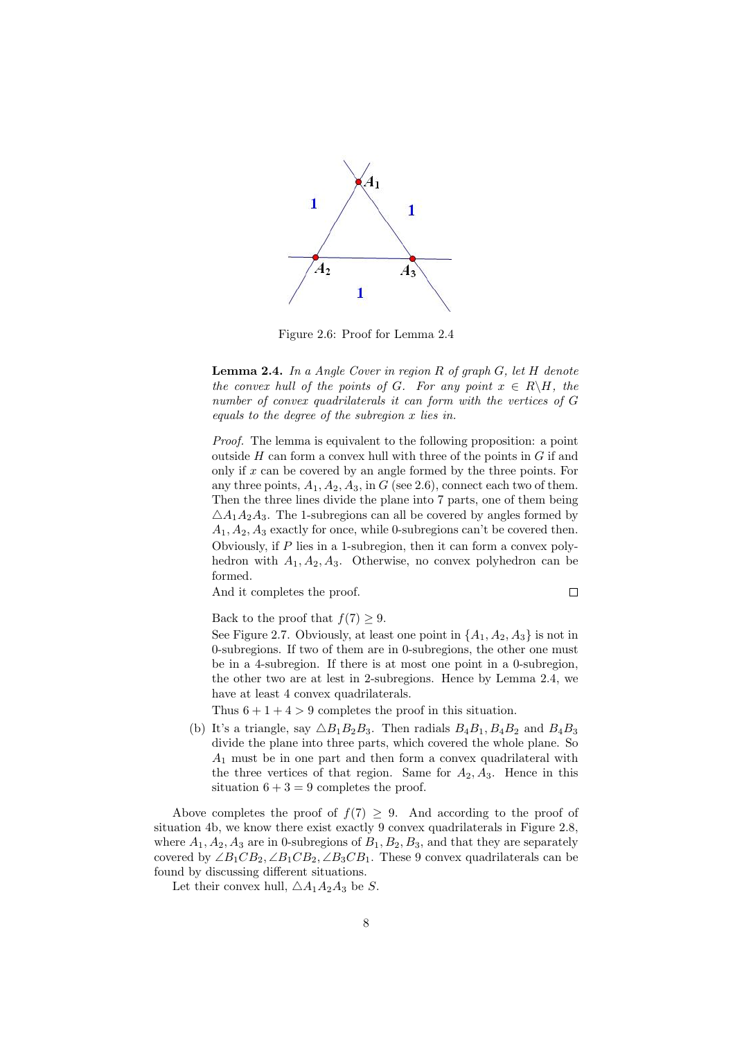Figure 2.6: Proof for Lemma 2.4

**Lemma 2.4.** *In a Angle Cover in region $R$ of graph $G$, let $H$ denote the convex hull of the points of $G$. For any point $x \in R \backslash H$, the number of convex quadrilaterals it can form with the vertices of $G$ equals to the degree of the subregion $x$ lies in.*

*Proof.* The lemma is equivalent to the following proposition: a point outside $H$ can form a convex hull with three of the points in $G$ if and only if $x$ can be covered by an angle formed by the three points. For any three points, $A_1, A_2, A_3$, in $G$ (see 2.6), connect each two of them. Then the three lines divide the plane into 7 parts, one of them being $\triangle A_1A_2A_3$. The 1-subregions can all be covered by angles formed by $A_1, A_2, A_3$ exactly for once, while 0-subregions can't be covered then. Obviously, if $P$ lies in a 1-subregion, then it can form a convex polyhedron with $A_1, A_2, A_3$. Otherwise, no convex polyhedron can be formed.

And it completes the proof. $\square$

Back to the proof that $f(7) \geq 9$.

See Figure 2.7. Obviously, at least one point in $\{A_1, A_2, A_3\}$ is not in 0-subregions. If two of them are in 0-subregions, the other one must be in a 4-subregion. If there is at most one point in a 0-subregion, the other two are at lest in 2-subregions. Hence by Lemma 2.4, we have at least 4 convex quadrilaterals.

Thus $6 + 1 + 4 > 9$ completes the proof in this situation.

(b) It's a triangle, say $\triangle B_1B_2B_3$. Then radials $B_4B_1$, $B_4B_2$ and $B_4B_3$ divide the plane into three parts, which covered the whole plane. So $A_1$ must be in one part and then form a convex quadrilateral with the three vertices of that region. Same for $A_2, A_3$. Hence in this situation $6 + 3 = 9$ completes the proof.

Above completes the proof of $f(7) \geq 9$. And according to the proof of situation 4b, we know there exist exactly 9 convex quadrilaterals in Figure 2.8, where $A_1, A_2, A_3$ are in 0-subregions of $B_1, B_2, B_3$, and that they are separately covered by $\angle B_1CB_2, \angle B_1CB_2, \angle B_3CB_1$. These 9 convex quadrilaterals can be found by discussing different situations.

Let their convex hull, $\triangle A_1A_2A_3$ be $S$.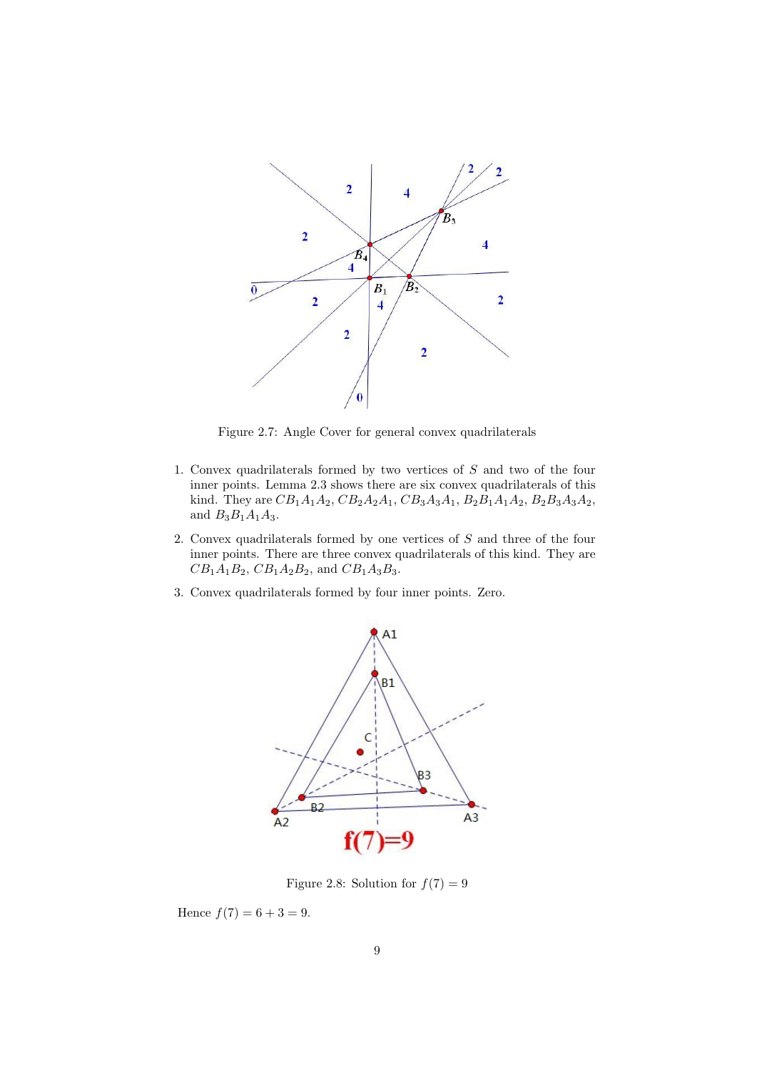Figure 2.7: Angle Cover for general convex quadrilaterals

1. Convex quadrilaterals formed by two vertices of $S$ and two of the four inner points. Lemma 2.3 shows there are six convex quadrilaterals of this kind. They are $CB_1A_1A_2$, $CB_2A_2A_1$, $CB_3A_3A_1$, $B_2B_1A_1A_2$, $B_2B_3A_3A_2$, and $B_3B_1A_1A_3$.
2. Convex quadrilaterals formed by one vertices of $S$ and three of the four inner points. There are three convex quadrilaterals of this kind. They are $CB_1A_1B_2$, $CB_1A_2B_2$, and $CB_1A_3B_3$.
3. Convex quadrilaterals formed by four inner points. Zero.

Figure 2.8: Solution for $f(7) = 9$

Hence $f(7) = 6 + 3 = 9$.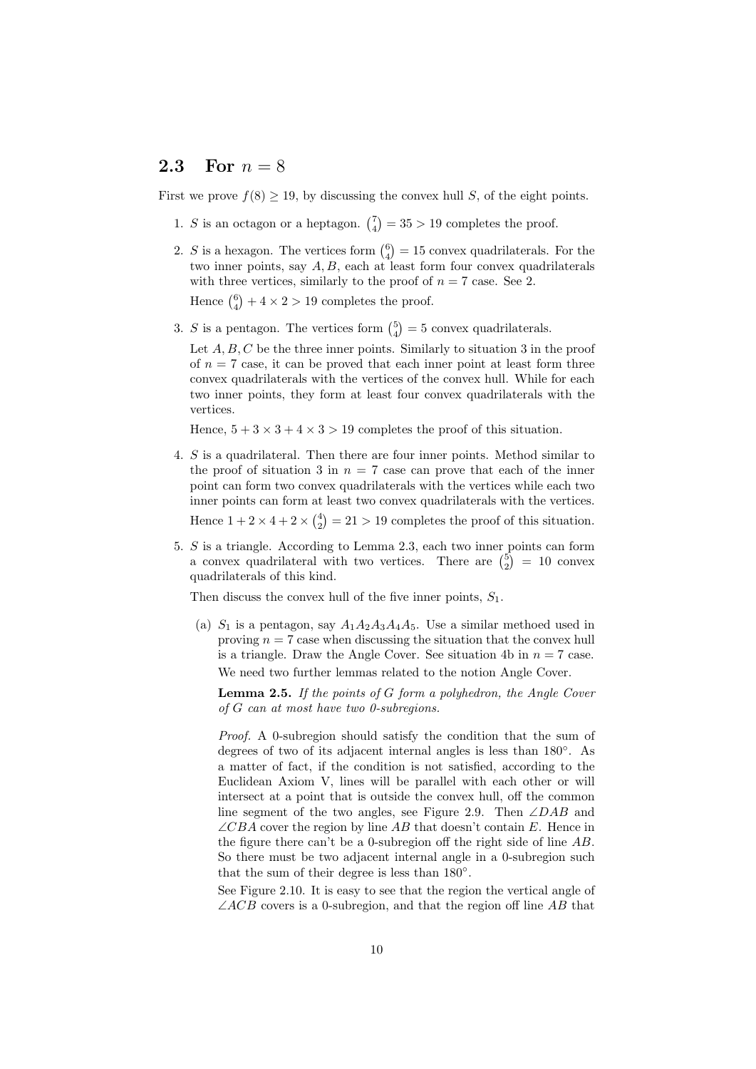## 2.3 For $n = 8$

First we prove $f(8) \geq 19$, by discussing the convex hull $S$, of the eight points.

1. $S$ is an octagon or a heptagon. $\binom{7}{4} = 35 > 19$ completes the proof.

2. $S$ is a hexagon. The vertices form $\binom{6}{4} = 15$ convex quadrilaterals. For the two inner points, say $A, B$, each at least form four convex quadrilaterals with three vertices, similarly to the proof of $n = 7$ case. See 2.

   Hence $\binom{6}{4} + 4 \times 2 > 19$ completes the proof.

3. $S$ is a pentagon. The vertices form $\binom{5}{4} = 5$ convex quadrilaterals.

   Let $A, B, C$ be the three inner points. Similarly to situation 3 in the proof of $n = 7$ case, it can be proved that each inner point at least form three convex quadrilaterals with the vertices of the convex hull. While for each two inner points, they form at least four convex quadrilaterals with the vertices.

   Hence, $5 + 3 \times 3 + 4 \times 3 > 19$ completes the proof of this situation.

4. $S$ is a quadrilateral. Then there are four inner points. Method similar to the proof of situation 3 in $n = 7$ case can prove that each of the inner point can form two convex quadrilaterals with the vertices while each two inner points can form at least two convex quadrilaterals with the vertices.

   Hence $1 + 2 \times 4 + 2 \times \binom{4}{2} = 21 > 19$ completes the proof of this situation.

5. $S$ is a triangle. According to Lemma 2.3, each two inner points can form a convex quadrilateral with two vertices. There are $\binom{5}{2} = 10$ convex quadrilaterals of this kind.

   Then discuss the convex hull of the five inner points, $S_1$.

   (a) $S_1$ is a pentagon, say $A_1A_2A_3A_4A_5$. Use a similar methoed used in proving $n = 7$ case when discussing the situation that the convex hull is a triangle. Draw the Angle Cover. See situation 4b in $n = 7$ case.

   We need two further lemmas related to the notion Angle Cover.

   **Lemma 2.5.** *If the points of $G$ form a polyhedron, the Angle Cover of $G$ can at most have two 0-subregions.*

   *Proof.* A 0-subregion should satisfy the condition that the sum of degrees of two of its adjacent internal angles is less than $180°$. As a matter of fact, if the condition is not satisfied, according to the Euclidean Axiom V, lines will be parallel with each other or will intersect at a point that is outside the convex hull, off the common line segment of the two angles, see Figure 2.9. Then $\angle DAB$ and $\angle CBA$ cover the region by line $AB$ that doesn't contain $E$. Hence in the figure there can't be a 0-subregion off the right side of line $AB$. So there must be two adjacent internal angle in a 0-subregion such that the sum of their degree is less than $180°$.

   See Figure 2.10. It is easy to see that the region the vertical angle of $\angle ACB$ covers is a 0-subregion, and that the region off line $AB$ that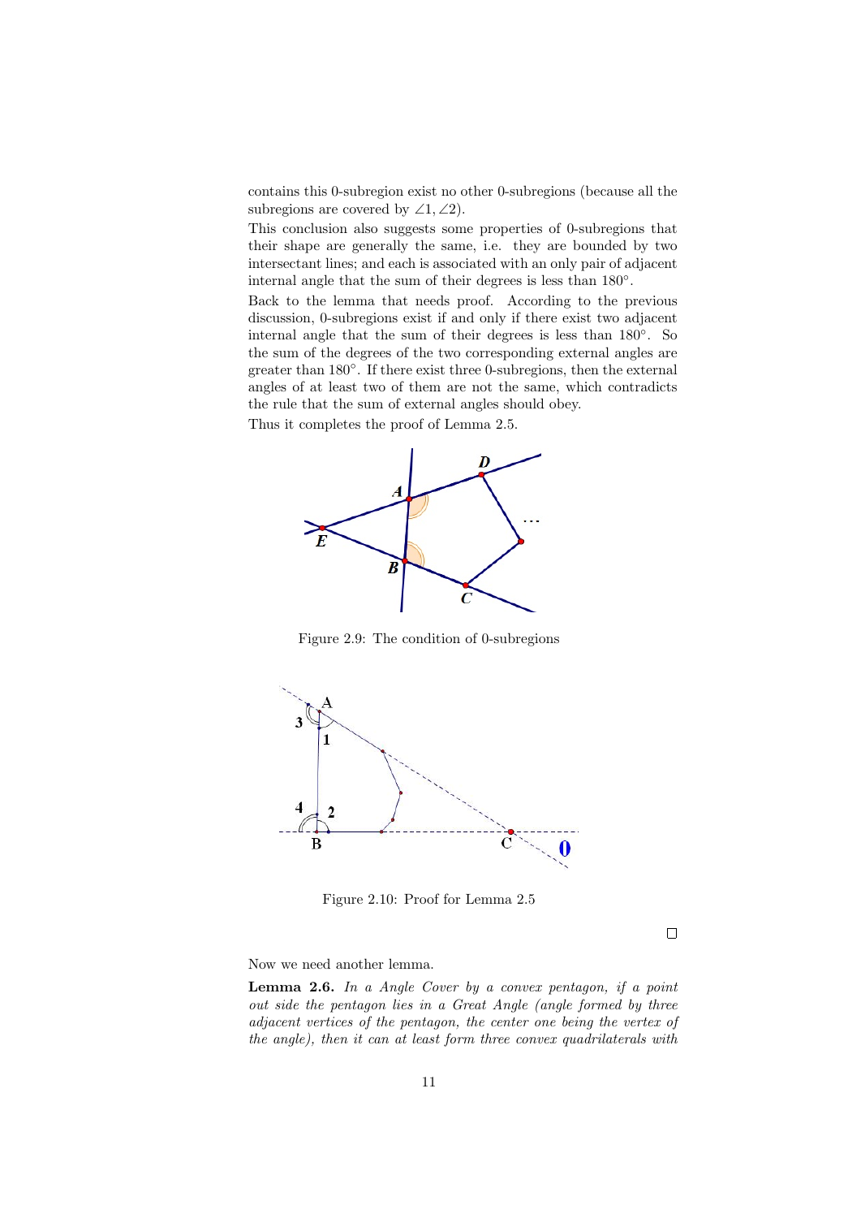contains this 0-subregion exist no other 0-subregions (because all the subregions are covered by $\angle 1, \angle 2$).

This conclusion also suggests some properties of 0-subregions that their shape are generally the same, i.e. they are bounded by two intersectant lines; and each is associated with an only pair of adjacent internal angle that the sum of their degrees is less than $180°$.

Back to the lemma that needs proof. According to the previous discussion, 0-subregions exist if and only if there exist two adjacent internal angle that the sum of their degrees is less than $180°$. So the sum of the degrees of the two corresponding external angles are greater than $180°$. If there exist three 0-subregions, then the external angles of at least two of them are not the same, which contradicts the rule that the sum of external angles should obey.

Thus it completes the proof of Lemma 2.5.

Figure 2.9: The condition of 0-subregions

Figure 2.10: Proof for Lemma 2.5

□

Now we need another lemma.

**Lemma 2.6.** *In a Angle Cover by a convex pentagon, if a point out side the pentagon lies in a Great Angle (angle formed by three adjacent vertices of the pentagon, the center one being the vertex of the angle), then it can at least form three convex quadrilaterals with*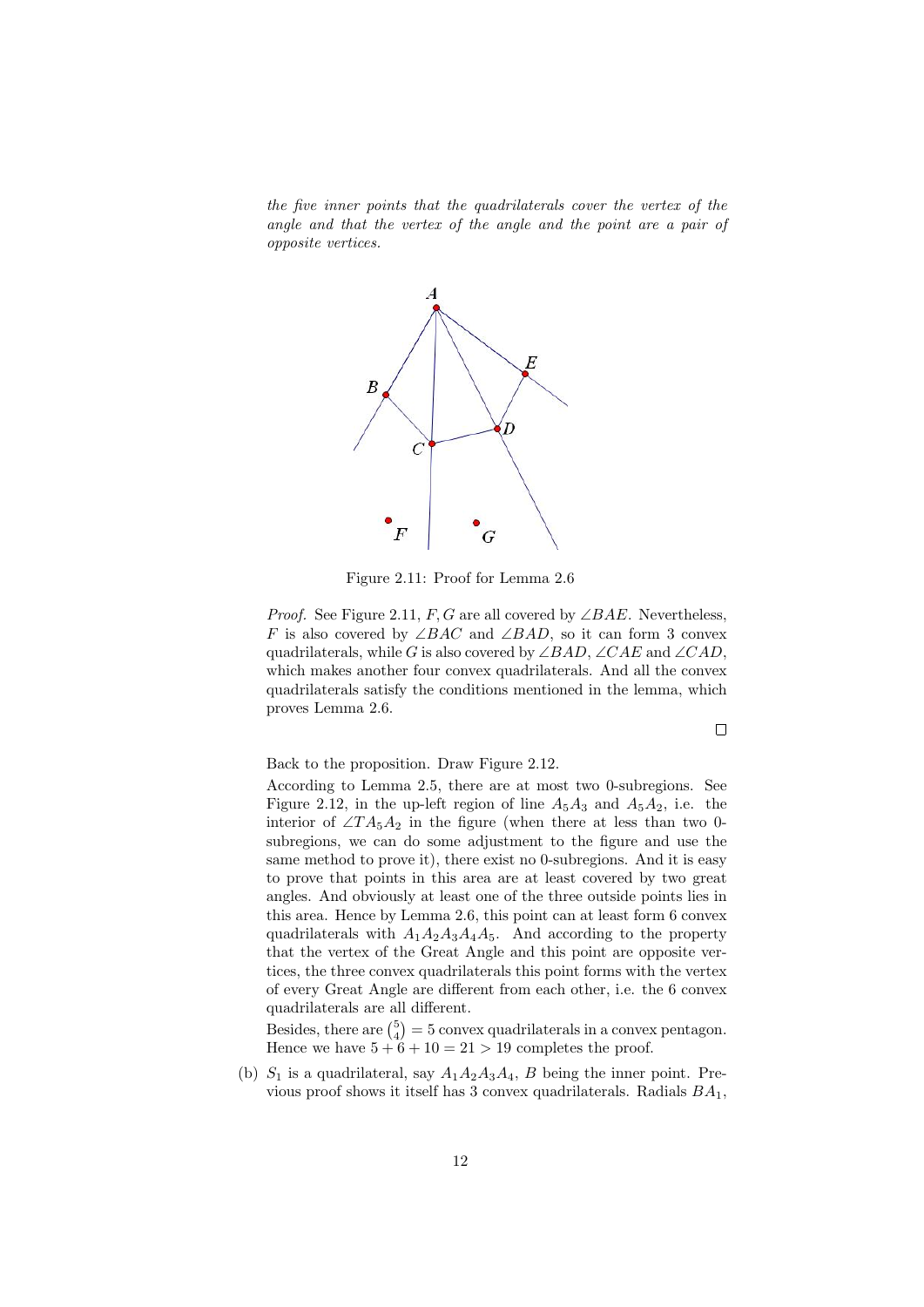*the five inner points that the quadrilaterals cover the vertex of the angle and that the vertex of the angle and the point are a pair of opposite vertices.*

Figure 2.11: Proof for Lemma 2.6

*Proof.* See Figure 2.11, $F, G$ are all covered by $\angle BAE$. Nevertheless, $F$ is also covered by $\angle BAC$ and $\angle BAD$, so it can form 3 convex quadrilaterals, while $G$ is also covered by $\angle BAD$, $\angle CAE$ and $\angle CAD$, which makes another four convex quadrilaterals. And all the convex quadrilaterals satisfy the conditions mentioned in the lemma, which proves Lemma 2.6.

□

Back to the proposition. Draw Figure 2.12.

According to Lemma 2.5, there are at most two 0-subregions. See Figure 2.12, in the up-left region of line $A_5A_3$ and $A_5A_2$, i.e. the interior of $\angle TA_5A_2$ in the figure (when there at less than two 0-subregions, we can do some adjustment to the figure and use the same method to prove it), there exist no 0-subregions. And it is easy to prove that points in this area are at least covered by two great angles. And obviously at least one of the three outside points lies in this area. Hence by Lemma 2.6, this point can at least form 6 convex quadrilaterals with $A_1A_2A_3A_4A_5$. And according to the property that the vertex of the Great Angle and this point are opposite vertices, the three convex quadrilaterals this point forms with the vertex of every Great Angle are different from each other, i.e. the 6 convex quadrilaterals are all different.

Besides, there are $\binom{5}{4} = 5$ convex quadrilaterals in a convex pentagon. Hence we have $5 + 6 + 10 = 21 > 19$ completes the proof.

(b) $S_1$ is a quadrilateral, say $A_1A_2A_3A_4$, $B$ being the inner point. Previous proof shows it itself has 3 convex quadrilaterals. Radials $BA_1$,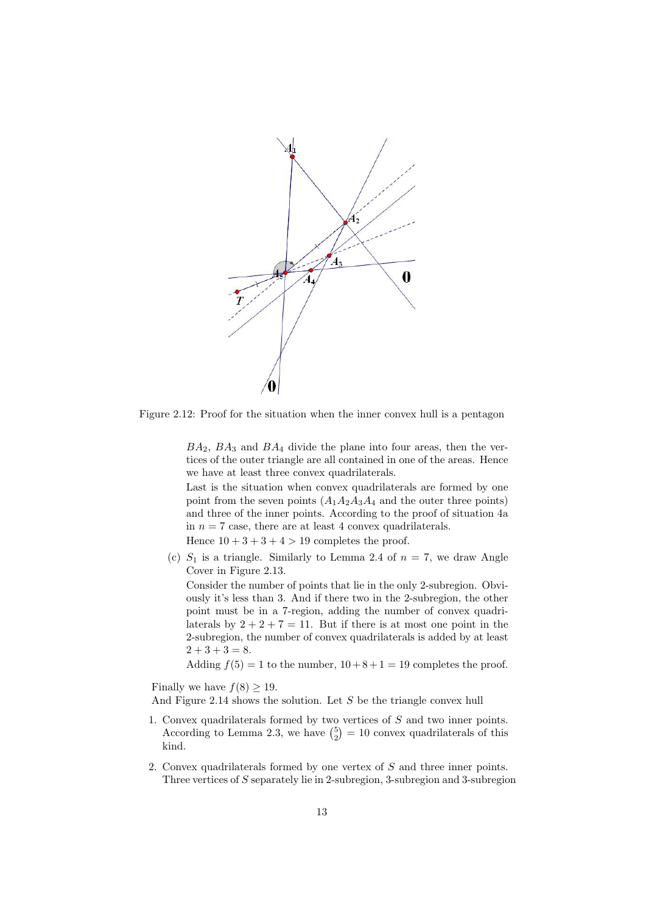Figure 2.12: Proof for the situation when the inner convex hull is a pentagon

$BA_2$, $BA_3$ and $BA_4$ divide the plane into four areas, then the vertices of the outer triangle are all contained in one of the areas. Hence we have at least three convex quadrilaterals.

Last is the situation when convex quadrilaterals are formed by one point from the seven points ($A_1A_2A_3A_4$ and the outer three points) and three of the inner points. According to the proof of situation 4a in $n = 7$ case, there are at least 4 convex quadrilaterals.

Hence $10 + 3 + 3 + 4 > 19$ completes the proof.

(c) $S_1$ is a triangle. Similarly to Lemma 2.4 of $n = 7$, we draw Angle Cover in Figure 2.13.

Consider the number of points that lie in the only 2-subregion. Obviously it's less than 3. And if there two in the 2-subregion, the other point must be in a 7-region, adding the number of convex quadrilaterals by $2 + 2 + 7 = 11$. But if there is at most one point in the 2-subregion, the number of convex quadrilaterals is added by at least $2 + 3 + 3 = 8$.

Adding $f(5) = 1$ to the number, $10 + 8 + 1 = 19$ completes the proof.

Finally we have $f(8) \geq 19$.

And Figure 2.14 shows the solution. Let $S$ be the triangle convex hull

1. Convex quadrilaterals formed by two vertices of $S$ and two inner points. According to Lemma 2.3, we have $\binom{5}{2} = 10$ convex quadrilaterals of this kind.

2. Convex quadrilaterals formed by one vertex of $S$ and three inner points. Three vertices of $S$ separately lie in 2-subregion, 3-subregion and 3-subregion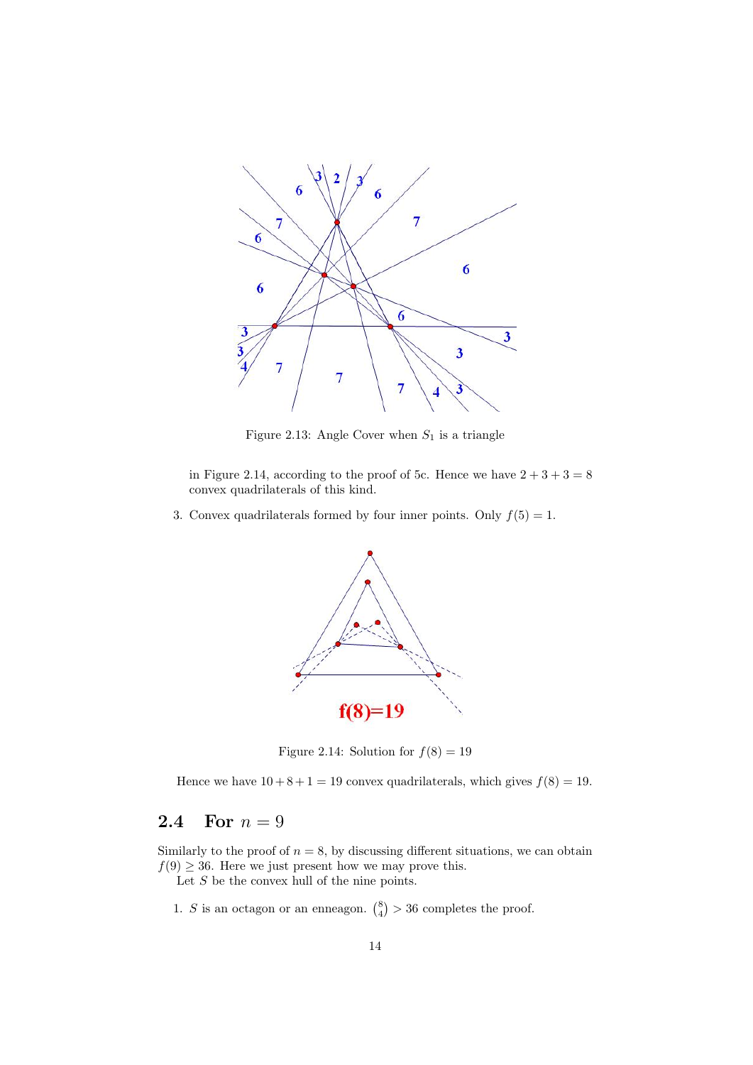Figure 2.13: Angle Cover when $S_1$ is a triangle

in Figure 2.14, according to the proof of 5c. Hence we have $2+3+3=8$ convex quadrilaterals of this kind.

3. Convex quadrilaterals formed by four inner points. Only $f(5)=1$.

Figure 2.14: Solution for $f(8)=19$

Hence we have $10+8+1=19$ convex quadrilaterals, which gives $f(8)=19$.

## 2.4 For $n=9$

Similarly to the proof of $n=8$, by discussing different situations, we can obtain $f(9)\geq 36$. Here we just present how we may prove this.

Let $S$ be the convex hull of the nine points.

1. $S$ is an octagon or an enneagon. $\binom{8}{4} > 36$ completes the proof.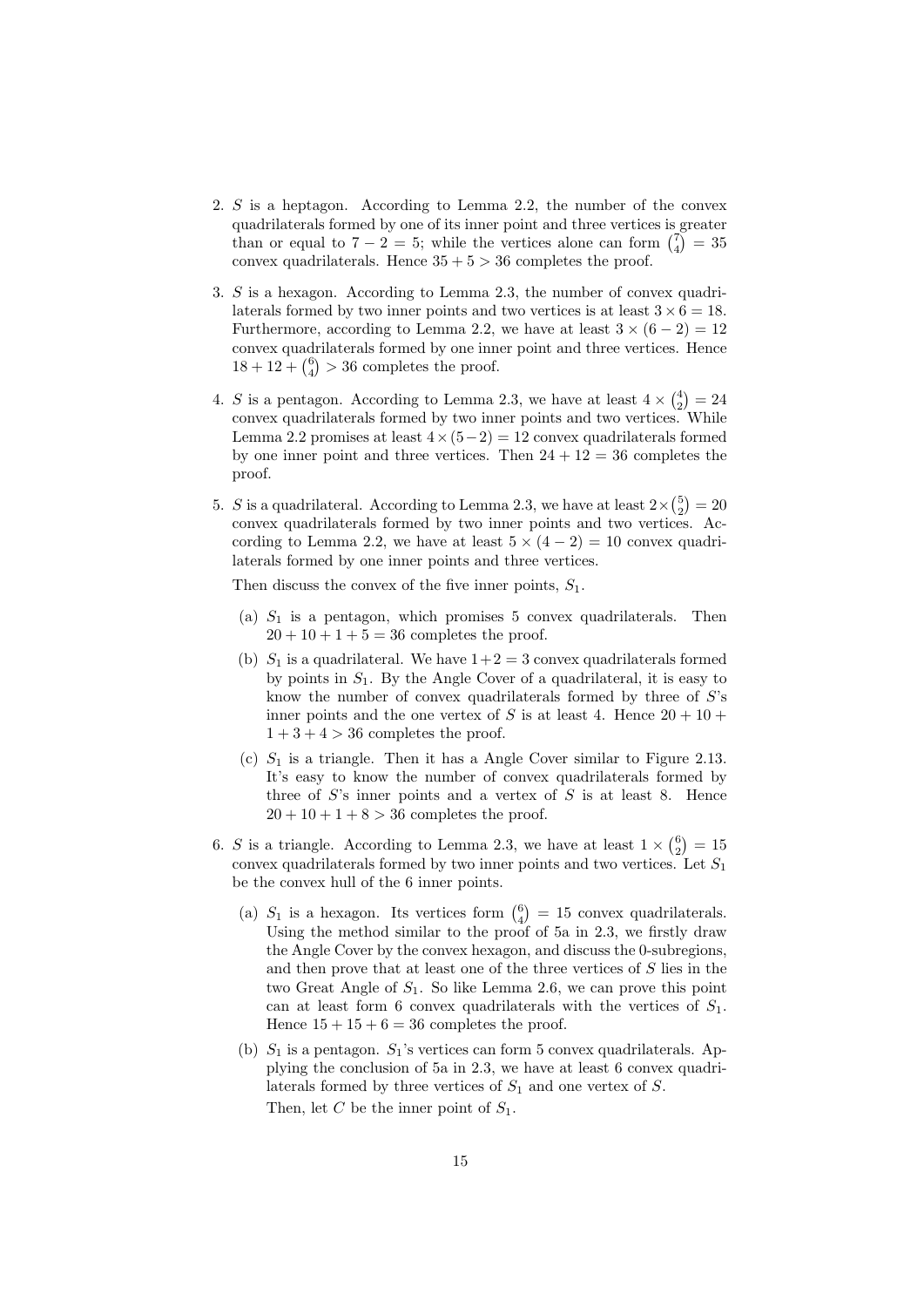2. $S$ is a heptagon. According to Lemma 2.2, the number of the convex quadrilaterals formed by one of its inner point and three vertices is greater than or equal to $7-2=5$; while the vertices alone can form $\binom{7}{4}=35$ convex quadrilaterals. Hence $35+5>36$ completes the proof.

3. $S$ is a hexagon. According to Lemma 2.3, the number of convex quadrilaterals formed by two inner points and two vertices is at least $3\times 6=18$. Furthermore, according to Lemma 2.2, we have at least $3\times(6-2)=12$ convex quadrilaterals formed by one inner point and three vertices. Hence $18+12+\binom{6}{4}>36$ completes the proof.

4. $S$ is a pentagon. According to Lemma 2.3, we have at least $4\times\binom{4}{2}=24$ convex quadrilaterals formed by two inner points and two vertices. While Lemma 2.2 promises at least $4\times(5-2)=12$ convex quadrilaterals formed by one inner point and three vertices. Then $24+12=36$ completes the proof.

5. $S$ is a quadrilateral. According to Lemma 2.3, we have at least $2\times\binom{5}{2}=20$ convex quadrilaterals formed by two inner points and two vertices. According to Lemma 2.2, we have at least $5\times(4-2)=10$ convex quadrilaterals formed by one inner points and three vertices.

   Then discuss the convex of the five inner points, $S_1$.

   (a) $S_1$ is a pentagon, which promises 5 convex quadrilaterals. Then $20+10+1+5=36$ completes the proof.

   (b) $S_1$ is a quadrilateral. We have $1+2=3$ convex quadrilaterals formed by points in $S_1$. By the Angle Cover of a quadrilateral, it is easy to know the number of convex quadrilaterals formed by three of $S$'s inner points and the one vertex of $S$ is at least 4. Hence $20+10+1+3+4>36$ completes the proof.

   (c) $S_1$ is a triangle. Then it has a Angle Cover similar to Figure 2.13. It's easy to know the number of convex quadrilaterals formed by three of $S$'s inner points and a vertex of $S$ is at least 8. Hence $20+10+1+8>36$ completes the proof.

6. $S$ is a triangle. According to Lemma 2.3, we have at least $1\times\binom{6}{2}=15$ convex quadrilaterals formed by two inner points and two vertices. Let $S_1$ be the convex hull of the 6 inner points.

   (a) $S_1$ is a hexagon. Its vertices form $\binom{6}{4}=15$ convex quadrilaterals. Using the method similar to the proof of 5a in 2.3, we firstly draw the Angle Cover by the convex hexagon, and discuss the 0-subregions, and then prove that at least one of the three vertices of $S$ lies in the two Great Angle of $S_1$. So like Lemma 2.6, we can prove this point can at least form 6 convex quadrilaterals with the vertices of $S_1$. Hence $15+15+6=36$ completes the proof.

   (b) $S_1$ is a pentagon. $S_1$'s vertices can form 5 convex quadrilaterals. Applying the conclusion of 5a in 2.3, we have at least 6 convex quadrilaterals formed by three vertices of $S_1$ and one vertex of $S$.

   Then, let $C$ be the inner point of $S_1$.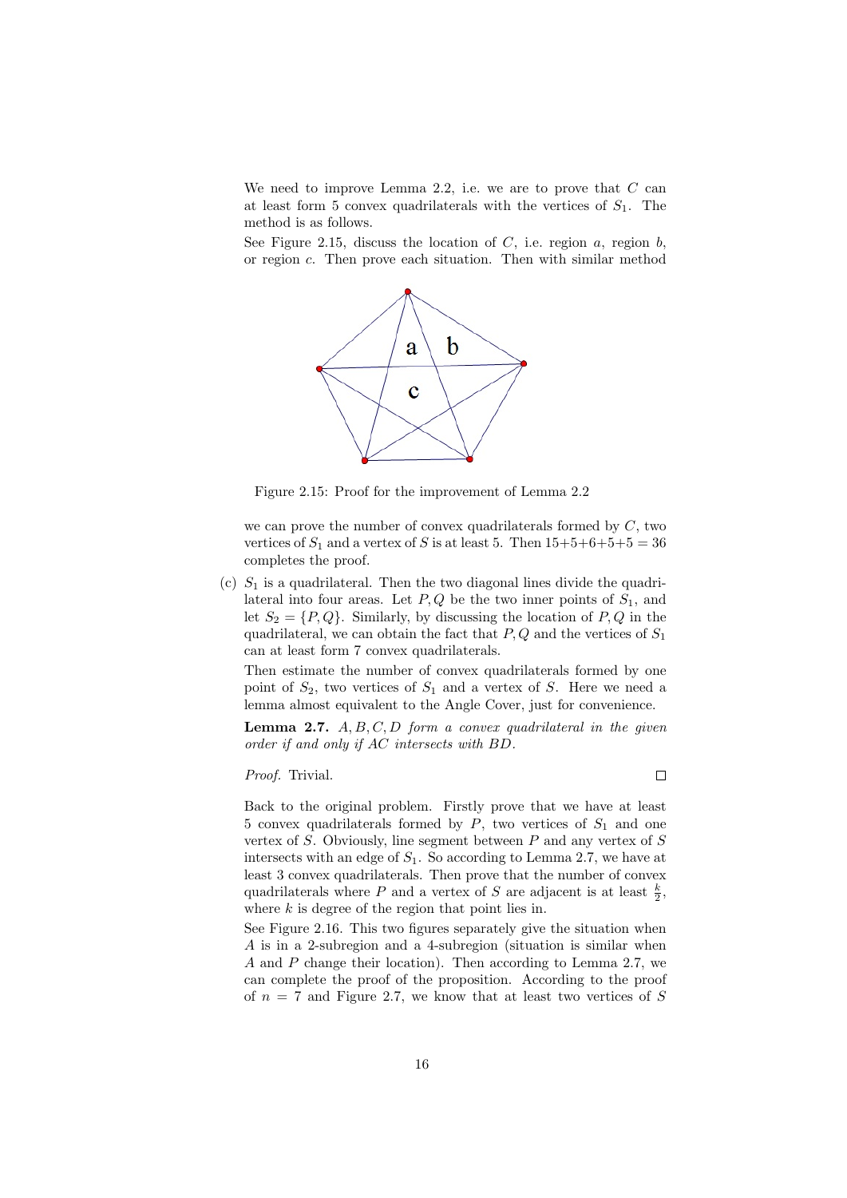We need to improve Lemma 2.2, i.e. we are to prove that $C$ can at least form 5 convex quadrilaterals with the vertices of $S_1$. The method is as follows.

See Figure 2.15, discuss the location of $C$, i.e. region $a$, region $b$, or region $c$. Then prove each situation. Then with similar method

Figure 2.15: Proof for the improvement of Lemma 2.2

we can prove the number of convex quadrilaterals formed by $C$, two vertices of $S_1$ and a vertex of $S$ is at least 5. Then $15+5+6+5+5 = 36$ completes the proof.

(c) $S_1$ is a quadrilateral. Then the two diagonal lines divide the quadrilateral into four areas. Let $P, Q$ be the two inner points of $S_1$, and let $S_2 = \{P, Q\}$. Similarly, by discussing the location of $P, Q$ in the quadrilateral, we can obtain the fact that $P, Q$ and the vertices of $S_1$ can at least form 7 convex quadrilaterals.

Then estimate the number of convex quadrilaterals formed by one point of $S_2$, two vertices of $S_1$ and a vertex of $S$. Here we need a lemma almost equivalent to the Angle Cover, just for convenience.

**Lemma 2.7.** *$A, B, C, D$ form a convex quadrilateral in the given order if and only if $AC$ intersects with $BD$.*

*Proof.* Trivial. □

Back to the original problem. Firstly prove that we have at least 5 convex quadrilaterals formed by $P$, two vertices of $S_1$ and one vertex of $S$. Obviously, line segment between $P$ and any vertex of $S$ intersects with an edge of $S_1$. So according to Lemma 2.7, we have at least 3 convex quadrilaterals. Then prove that the number of convex quadrilaterals where $P$ and a vertex of $S$ are adjacent is at least $\frac{k}{2}$, where $k$ is degree of the region that point lies in.

See Figure 2.16. This two figures separately give the situation when $A$ is in a 2-subregion and a 4-subregion (situation is similar when $A$ and $P$ change their location). Then according to Lemma 2.7, we can complete the proof of the proposition. According to the proof of $n = 7$ and Figure 2.7, we know that at least two vertices of $S$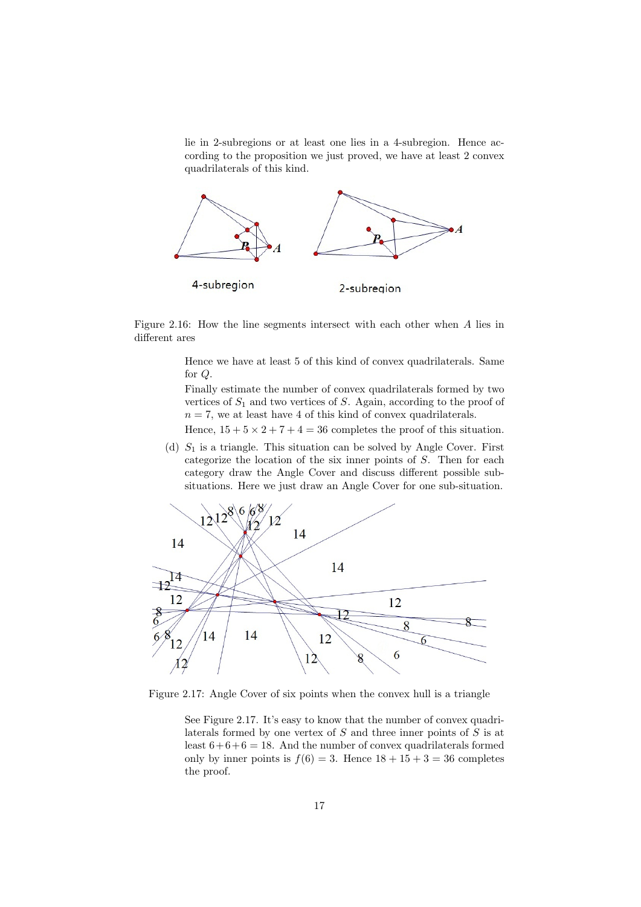lie in 2-subregions or at least one lies in a 4-subregion. Hence according to the proposition we just proved, we have at least 2 convex quadrilaterals of this kind.

Figure 2.16: How the line segments intersect with each other when $A$ lies in different ares

Hence we have at least 5 of this kind of convex quadrilaterals. Same for $Q$.

Finally estimate the number of convex quadrilaterals formed by two vertices of $S_1$ and two vertices of $S$. Again, according to the proof of $n = 7$, we at least have 4 of this kind of convex quadrilaterals.

Hence, $15 + 5 \times 2 + 7 + 4 = 36$ completes the proof of this situation.

(d) $S_1$ is a triangle. This situation can be solved by Angle Cover. First categorize the location of the six inner points of $S$. Then for each category draw the Angle Cover and discuss different possible sub-situations. Here we just draw an Angle Cover for one sub-situation.

Figure 2.17: Angle Cover of six points when the convex hull is a triangle

See Figure 2.17. It's easy to know that the number of convex quadrilaterals formed by one vertex of $S$ and three inner points of $S$ is at least $6+6+6 = 18$. And the number of convex quadrilaterals formed only by inner points is $f(6) = 3$. Hence $18 + 15 + 3 = 36$ completes the proof.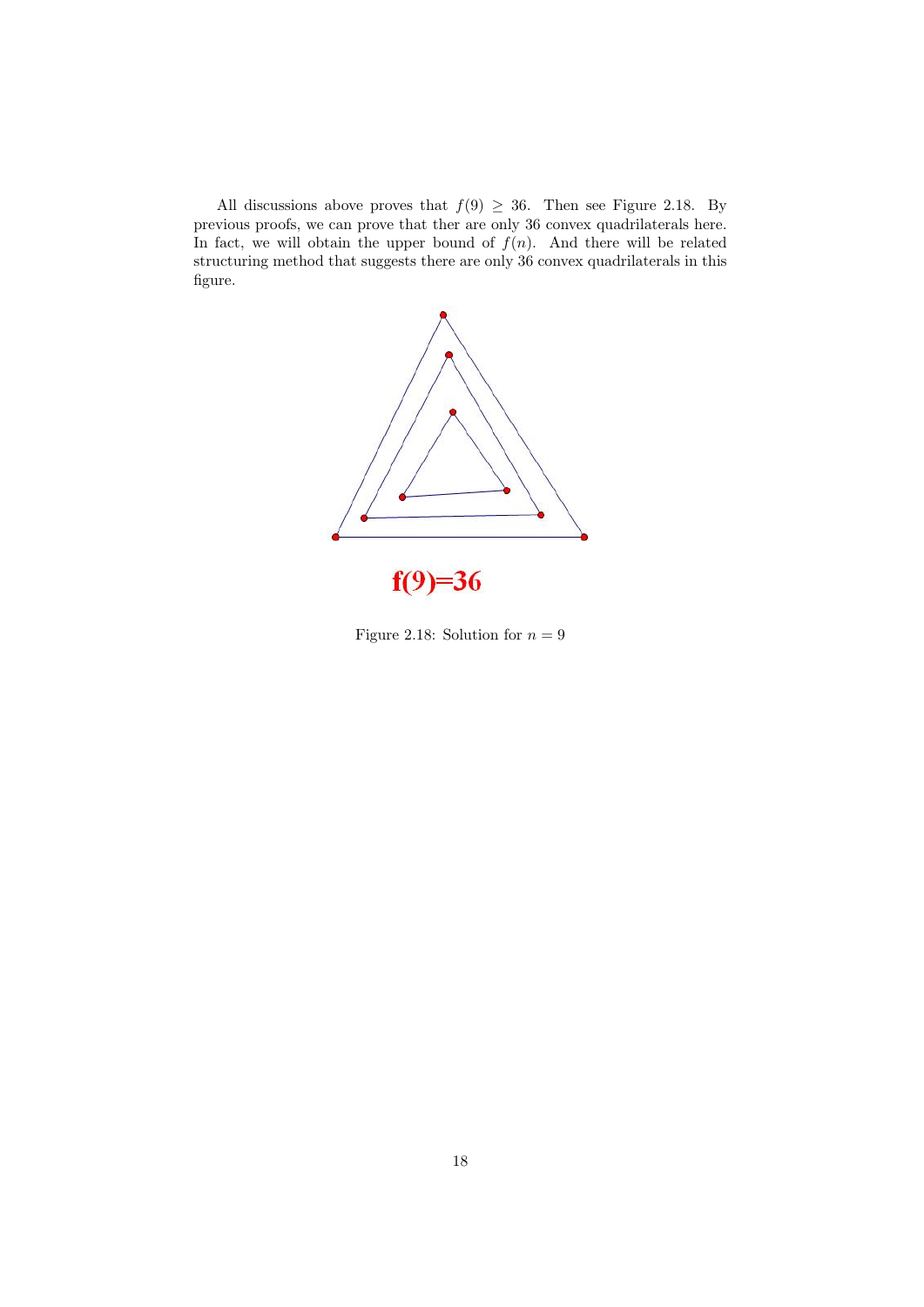All discussions above proves that $f(9) \geq 36$. Then see Figure 2.18. By previous proofs, we can prove that ther are only 36 convex quadrilaterals here. In fact, we will obtain the upper bound of $f(n)$. And there will be related structuring method that suggests there are only 36 convex quadrilaterals in this figure.

**f(9)=36**

Figure 2.18: Solution for $n = 9$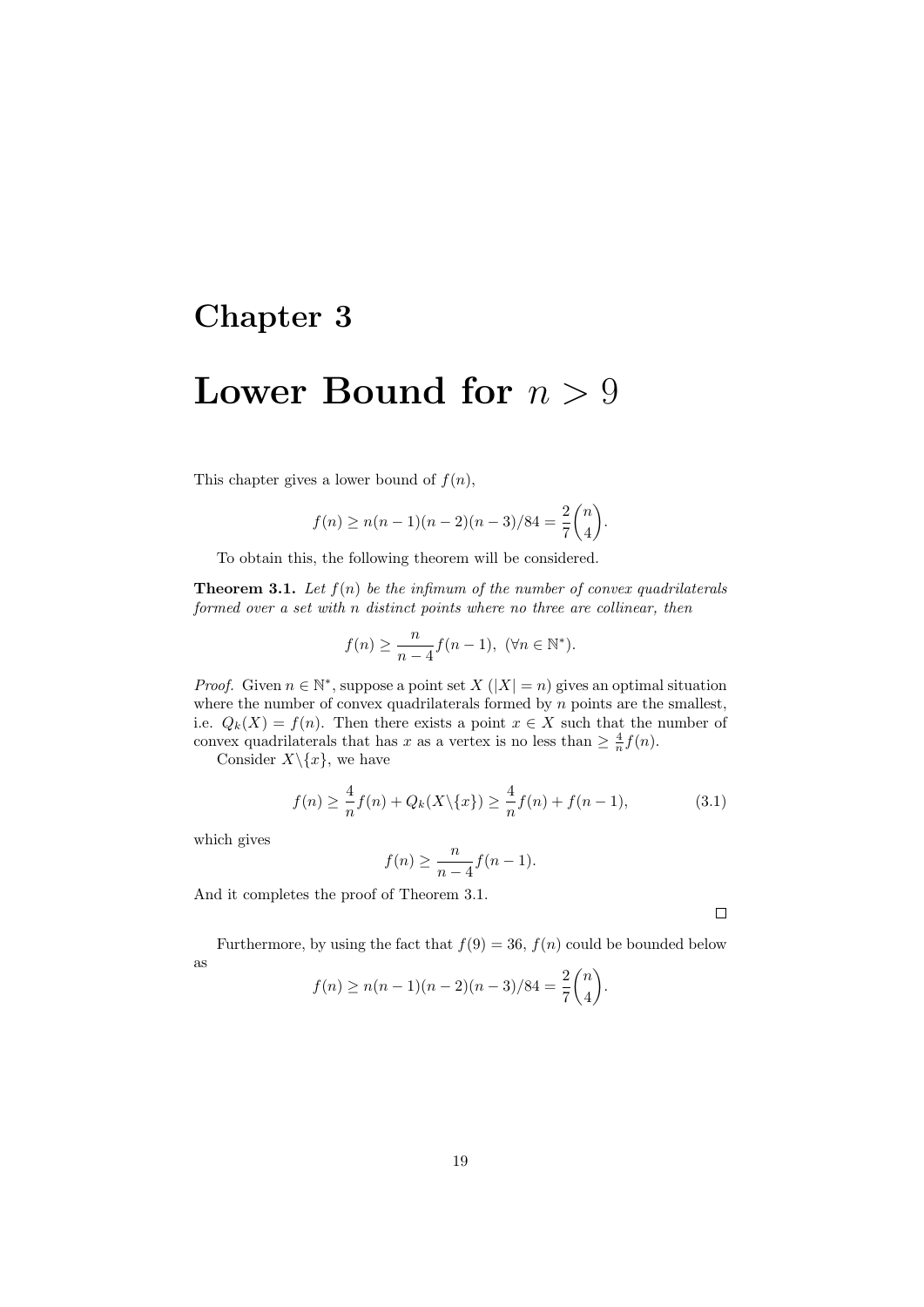# Chapter 3

# Lower Bound for $n > 9$

This chapter gives a lower bound of $f(n)$,

$$f(n) \geq n(n-1)(n-2)(n-3)/84 = \frac{2}{7}\binom{n}{4}.$$

To obtain this, the following theorem will be considered.

**Theorem 3.1.** *Let $f(n)$ be the infimum of the number of convex quadrilaterals formed over a set with $n$ distinct points where no three are collinear, then*

$$f(n) \geq \frac{n}{n-4} f(n-1), \ (\forall n \in \mathbb{N}^*).$$

*Proof.* Given $n \in \mathbb{N}^*$, suppose a point set $X$ ($|X| = n$) gives an optimal situation where the number of convex quadrilaterals formed by $n$ points are the smallest, i.e. $Q_k(X) = f(n)$. Then there exists a point $x \in X$ such that the number of convex quadrilaterals that has $x$ as a vertex is no less than $\geq \frac{4}{n} f(n)$.

Consider $X \backslash \{x\}$, we have

$$f(n) \geq \frac{4}{n} f(n) + Q_k(X \backslash \{x\}) \geq \frac{4}{n} f(n) + f(n-1), \tag{3.1}$$

which gives

$$f(n) \geq \frac{n}{n-4} f(n-1).$$

And it completes the proof of Theorem 3.1. $\square$

Furthermore, by using the fact that $f(9) = 36$, $f(n)$ could be bounded below as

$$f(n) \geq n(n-1)(n-2)(n-3)/84 = \frac{2}{7}\binom{n}{4}.$$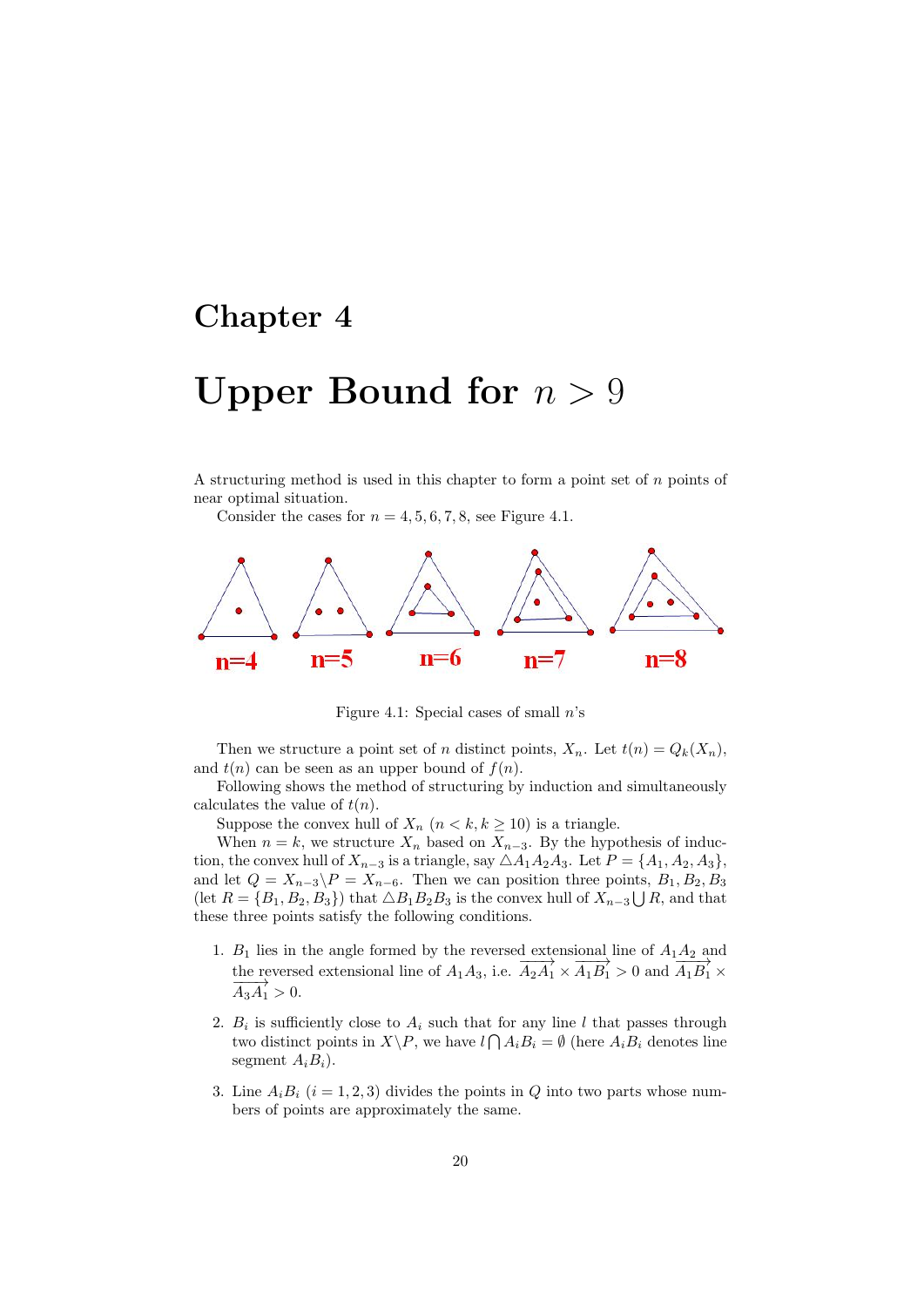# Chapter 4

# Upper Bound for $n > 9$

A structuring method is used in this chapter to form a point set of $n$ points of near optimal situation.

Consider the cases for $n = 4, 5, 6, 7, 8$, see Figure 4.1.

Figure 4.1: Special cases of small $n$'s

Then we structure a point set of $n$ distinct points, $X_n$. Let $t(n) = Q_k(X_n)$, and $t(n)$ can be seen as an upper bound of $f(n)$.

Following shows the method of structuring by induction and simultaneously calculates the value of $t(n)$.

Suppose the convex hull of $X_n$ ($n < k, k \geq 10$) is a triangle.

When $n = k$, we structure $X_n$ based on $X_{n-3}$. By the hypothesis of induction, the convex hull of $X_{n-3}$ is a triangle, say $\triangle A_1A_2A_3$. Let $P = \{A_1, A_2, A_3\}$, and let $Q = X_{n-3} \backslash P = X_{n-6}$. Then we can position three points, $B_1, B_2, B_3$ (let $R = \{B_1, B_2, B_3\}$) that $\triangle B_1B_2B_3$ is the convex hull of $X_{n-3} \bigcup R$, and that these three points satisfy the following conditions.

1. $B_1$ lies in the angle formed by the reversed extensional line of $A_1A_2$ and the reversed extensional line of $A_1A_3$, i.e. $\overrightarrow{A_2A_1} \times \overrightarrow{A_1B_1} > 0$ and $\overrightarrow{A_1B_1} \times \overrightarrow{A_3A_1} > 0$.
2. $B_i$ is sufficiently close to $A_i$ such that for any line $l$ that passes through two distinct points in $X \backslash P$, we have $l \bigcap A_iB_i = \emptyset$ (here $A_iB_i$ denotes line segment $A_iB_i$).
3. Line $A_iB_i$ ($i = 1, 2, 3$) divides the points in $Q$ into two parts whose numbers of points are approximately the same.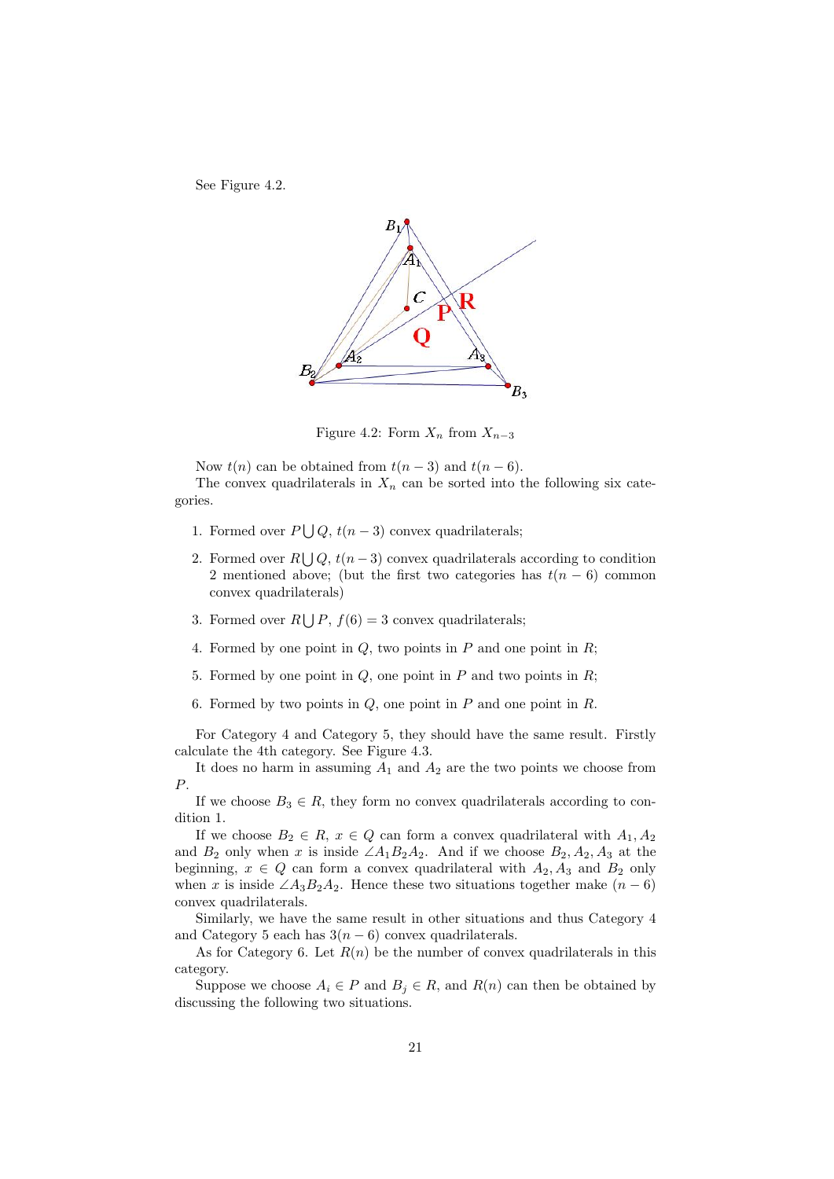See Figure 4.2.

Figure 4.2: Form $X_n$ from $X_{n-3}$

Now $t(n)$ can be obtained from $t(n-3)$ and $t(n-6)$.

The convex quadrilaterals in $X_n$ can be sorted into the following six categories.

1. Formed over $P \bigcup Q$, $t(n-3)$ convex quadrilaterals;
2. Formed over $R \bigcup Q$, $t(n-3)$ convex quadrilaterals according to condition 2 mentioned above; (but the first two categories has $t(n-6)$ common convex quadrilaterals)
3. Formed over $R \bigcup P$, $f(6) = 3$ convex quadrilaterals;
4. Formed by one point in $Q$, two points in $P$ and one point in $R$;
5. Formed by one point in $Q$, one point in $P$ and two points in $R$;
6. Formed by two points in $Q$, one point in $P$ and one point in $R$.

For Category 4 and Category 5, they should have the same result. Firstly calculate the 4th category. See Figure 4.3.

It does no harm in assuming $A_1$ and $A_2$ are the two points we choose from $P$.

If we choose $B_3 \in R$, they form no convex quadrilaterals according to condition 1.

If we choose $B_2 \in R$, $x \in Q$ can form a convex quadrilateral with $A_1, A_2$ and $B_2$ only when $x$ is inside $\angle A_1B_2A_2$. And if we choose $B_2, A_2, A_3$ at the beginning, $x \in Q$ can form a convex quadrilateral with $A_2, A_3$ and $B_2$ only when $x$ is inside $\angle A_3B_2A_2$. Hence these two situations together make $(n-6)$ convex quadrilaterals.

Similarly, we have the same result in other situations and thus Category 4 and Category 5 each has $3(n-6)$ convex quadrilaterals.

As for Category 6. Let $R(n)$ be the number of convex quadrilaterals in this category.

Suppose we choose $A_i \in P$ and $B_j \in R$, and $R(n)$ can then be obtained by discussing the following two situations.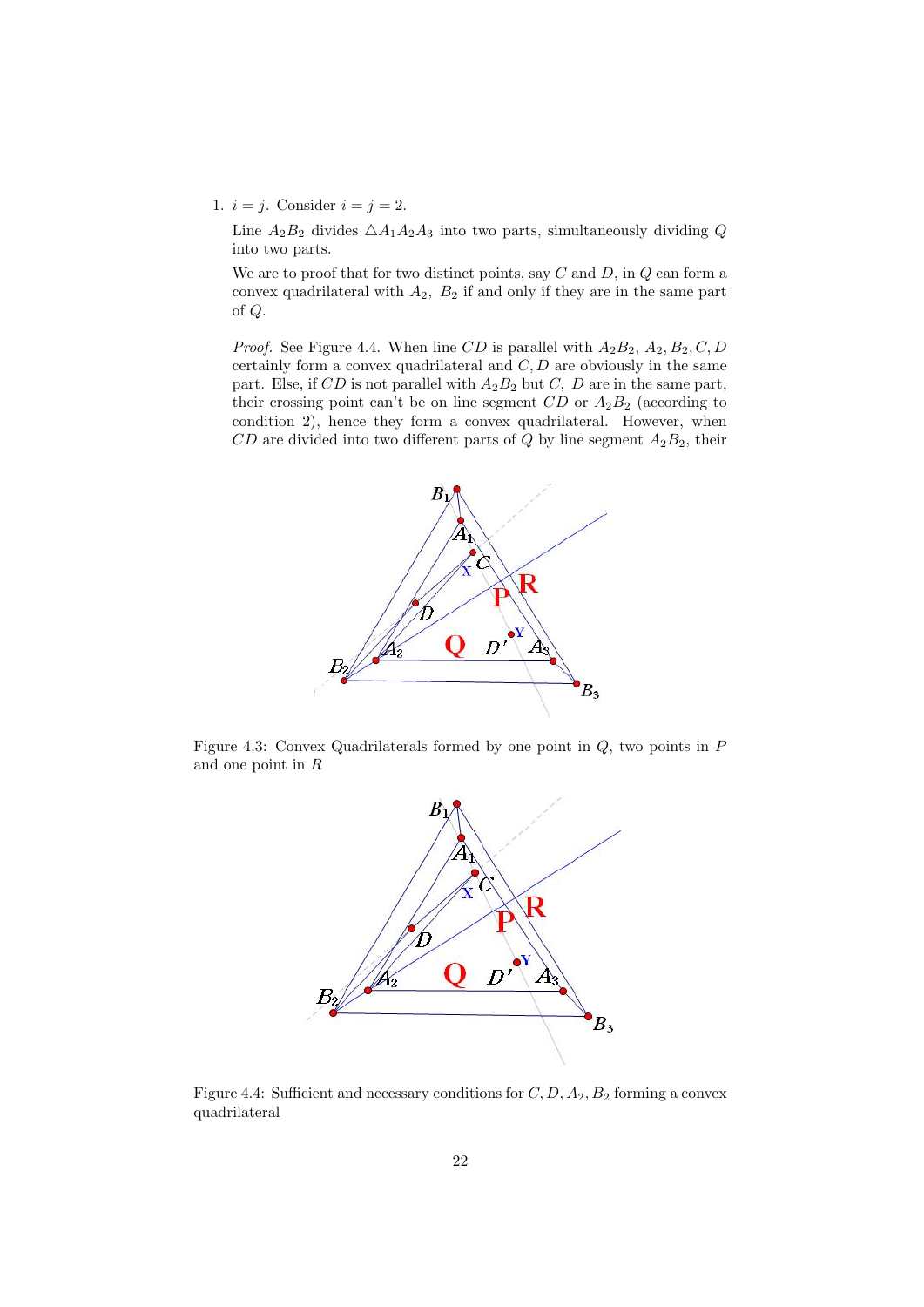1. $i = j$. Consider $i = j = 2$.

   Line $A_2B_2$ divides $\triangle A_1A_2A_3$ into two parts, simultaneously dividing $Q$ into two parts.

   We are to proof that for two distinct points, say $C$ and $D$, in $Q$ can form a convex quadrilateral with $A_2$, $B_2$ if and only if they are in the same part of $Q$.

   *Proof.* See Figure 4.4. When line $CD$ is parallel with $A_2B_2$, $A_2, B_2, C, D$ certainly form a convex quadrilateral and $C, D$ are obviously in the same part. Else, if $CD$ is not parallel with $A_2B_2$ but $C$, $D$ are in the same part, their crossing point can't be on line segment $CD$ or $A_2B_2$ (according to condition 2), hence they form a convex quadrilateral. However, when $CD$ are divided into two different parts of $Q$ by line segment $A_2B_2$, their

Figure 4.3: Convex Quadrilaterals formed by one point in $Q$, two points in $P$ and one point in $R$

Figure 4.4: Sufficient and necessary conditions for $C, D, A_2, B_2$ forming a convex quadrilateral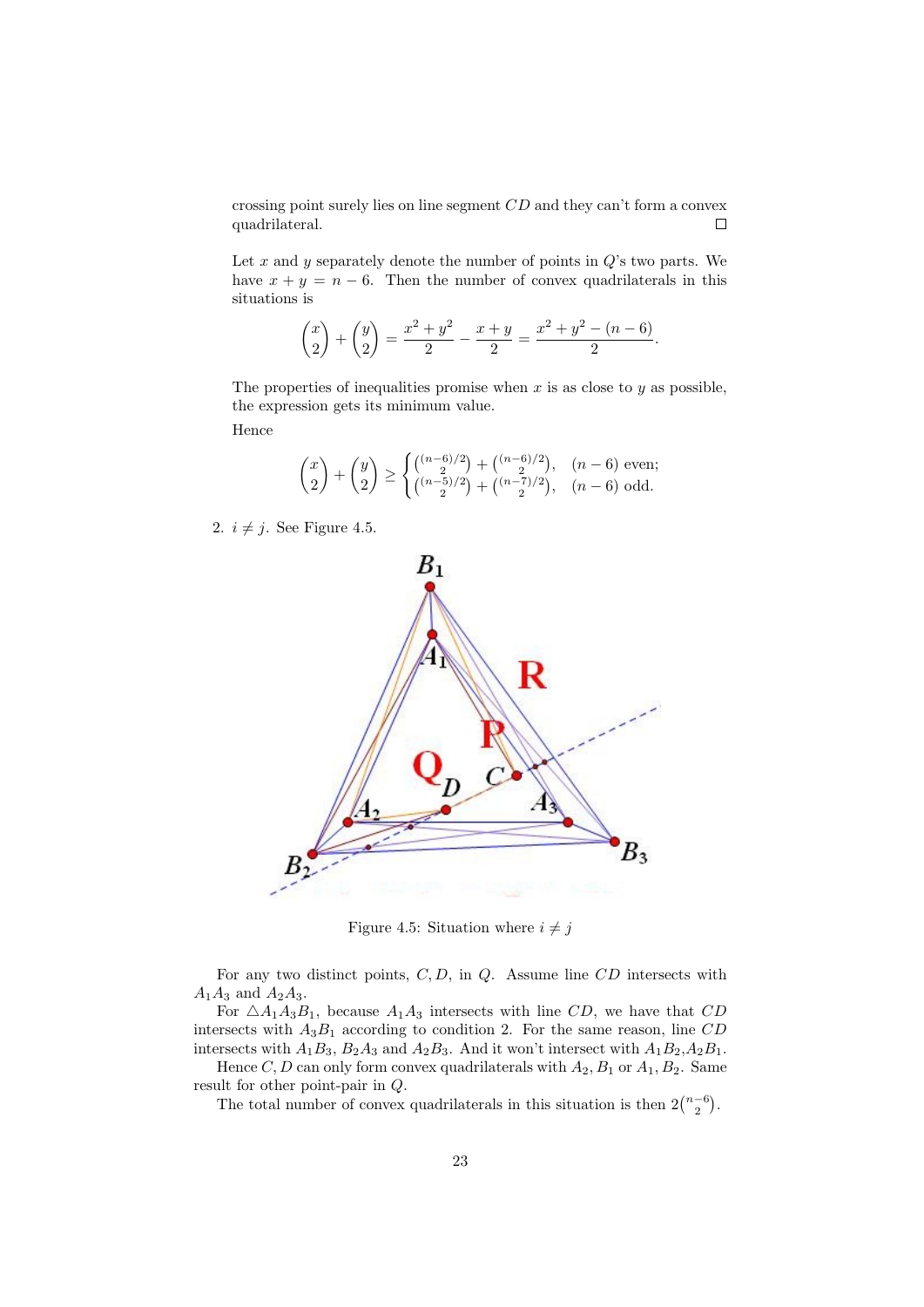crossing point surely lies on line segment $CD$ and they can't form a convex quadrilateral. $\square$

Let $x$ and $y$ separately denote the number of points in $Q$'s two parts. We have $x + y = n - 6$. Then the number of convex quadrilaterals in this situations is

$$\binom{x}{2} + \binom{y}{2} = \frac{x^2 + y^2}{2} - \frac{x + y}{2} = \frac{x^2 + y^2 - (n-6)}{2}.$$

The properties of inequalities promise when $x$ is as close to $y$ as possible, the expression gets its minimum value.

Hence

$$\binom{x}{2} + \binom{y}{2} \geq \begin{cases} \binom{(n-6)/2}{2} + \binom{(n-6)/2}{2}, & (n-6) \text{ even;} \\ \binom{(n-5)/2}{2} + \binom{(n-7)/2}{2}, & (n-6) \text{ odd.} \end{cases}$$

2. $i \neq j$. See Figure 4.5.

Figure 4.5: Situation where $i \neq j$

For any two distinct points, $C, D$, in $Q$. Assume line $CD$ intersects with $A_1A_3$ and $A_2A_3$.

For $\triangle A_1A_3B_1$, because $A_1A_3$ intersects with line $CD$, we have that $CD$ intersects with $A_3B_1$ according to condition 2. For the same reason, line $CD$ intersects with $A_1B_3$, $B_2A_3$ and $A_2B_3$. And it won't intersect with $A_1B_2$,$A_2B_1$.

Hence $C, D$ can only form convex quadrilaterals with $A_2, B_1$ or $A_1, B_2$. Same result for other point-pair in $Q$.

The total number of convex quadrilaterals in this situation is then $2\binom{n-6}{2}$.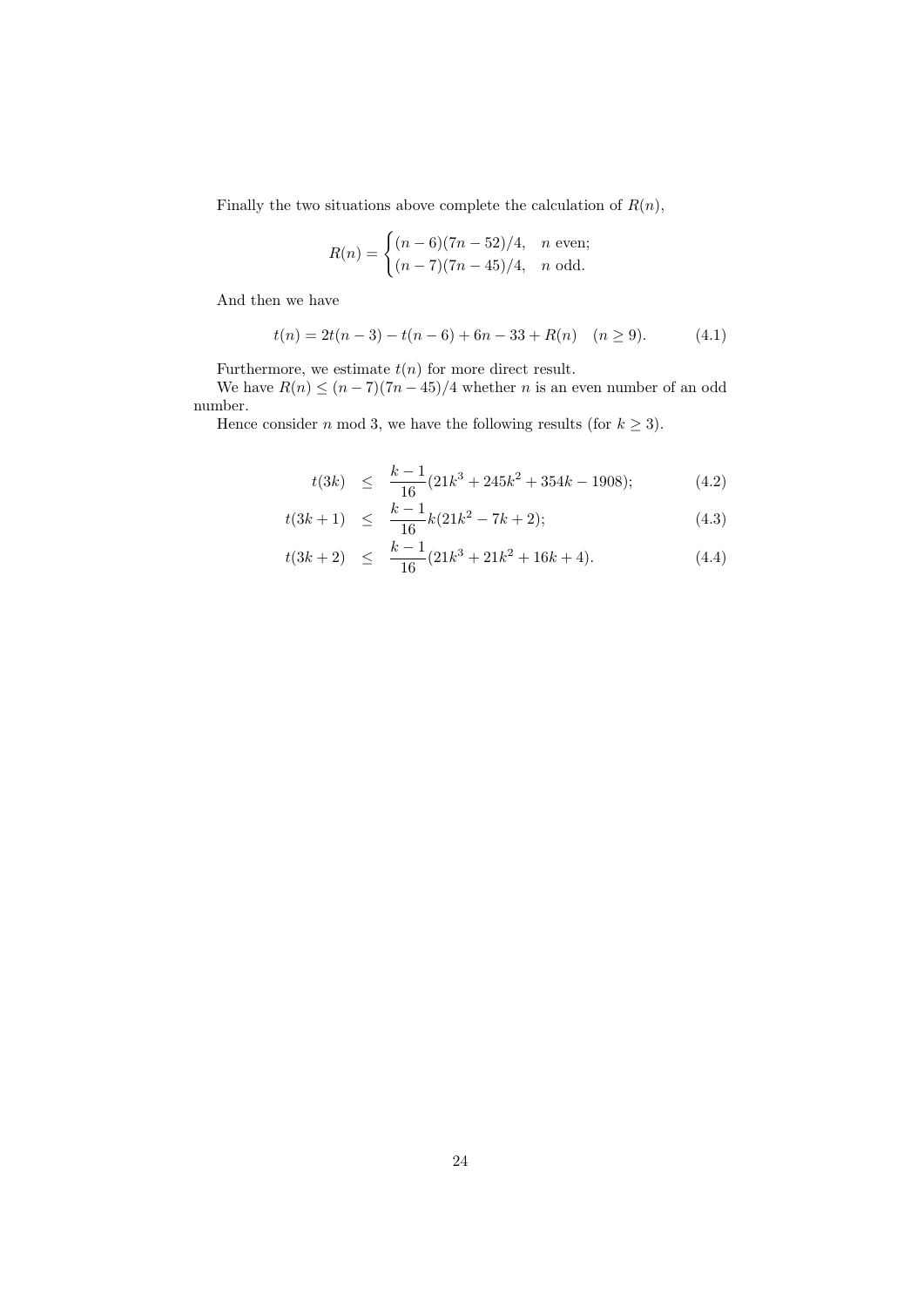Finally the two situations above complete the calculation of $R(n)$,

$$R(n) = \begin{cases} (n-6)(7n-52)/4, & n \text{ even;} \\ (n-7)(7n-45)/4, & n \text{ odd.} \end{cases}$$

And then we have

$$t(n) = 2t(n-3) - t(n-6) + 6n - 33 + R(n) \quad (n \geq 9). \tag{4.1}$$

Furthermore, we estimate $t(n)$ for more direct result.

We have $R(n) \leq (n-7)(7n-45)/4$ whether $n$ is an even number of an odd number.

Hence consider $n$ mod 3, we have the following results (for $k \geq 3$).

$$t(3k) \leq \frac{k-1}{16}(21k^3 + 245k^2 + 354k - 1908); \tag{4.2}$$

$$t(3k+1) \leq \frac{k-1}{16}k(21k^2 - 7k + 2); \tag{4.3}$$

$$t(3k+2) \leq \frac{k-1}{16}(21k^3 + 21k^2 + 16k + 4). \tag{4.4}$$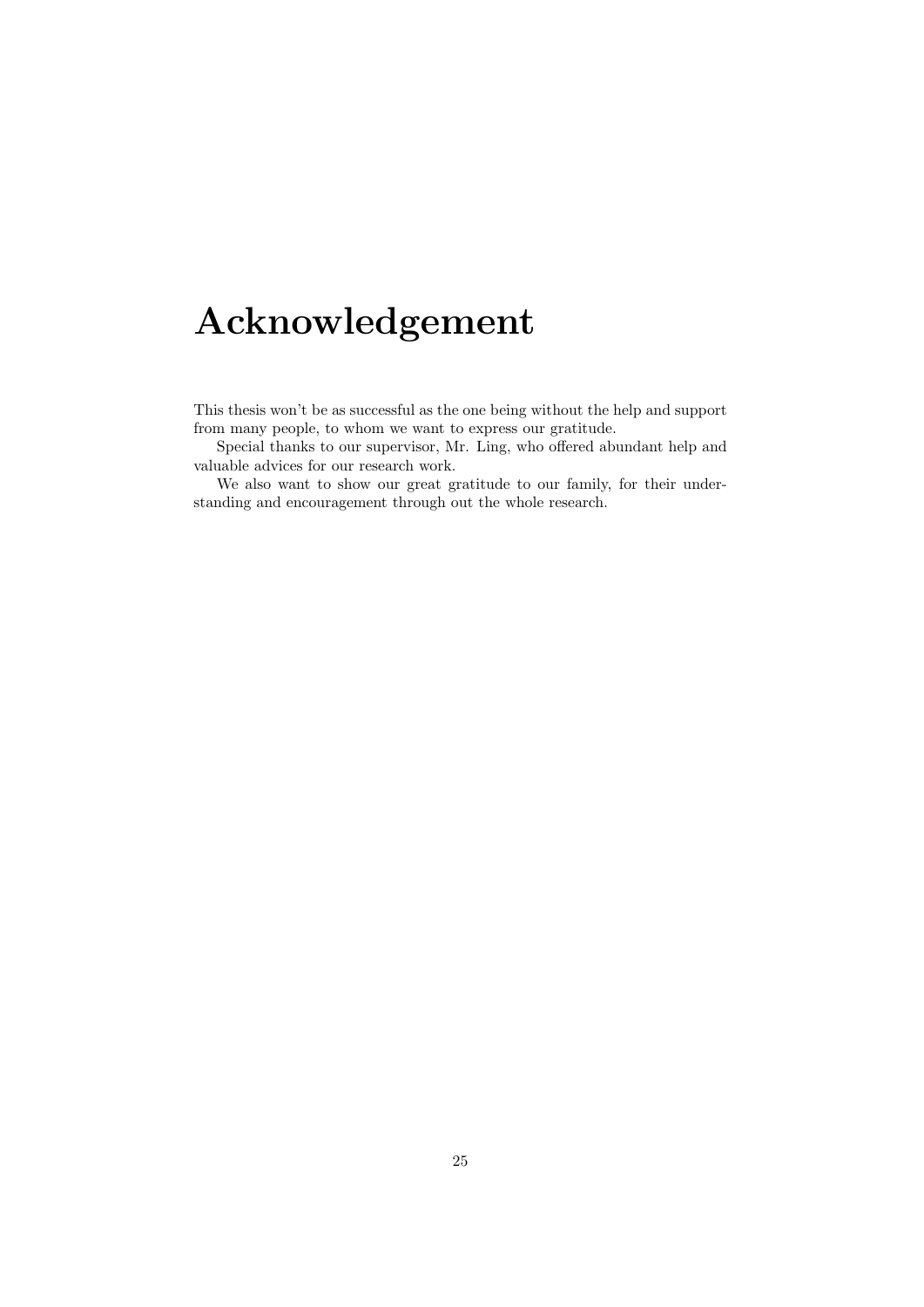# Acknowledgement

This thesis won't be as successful as the one being without the help and support from many people, to whom we want to express our gratitude.

Special thanks to our supervisor, Mr. Ling, who offered abundant help and valuable advices for our research work.

We also want to show our great gratitude to our family, for their understanding and encouragement through out the whole research.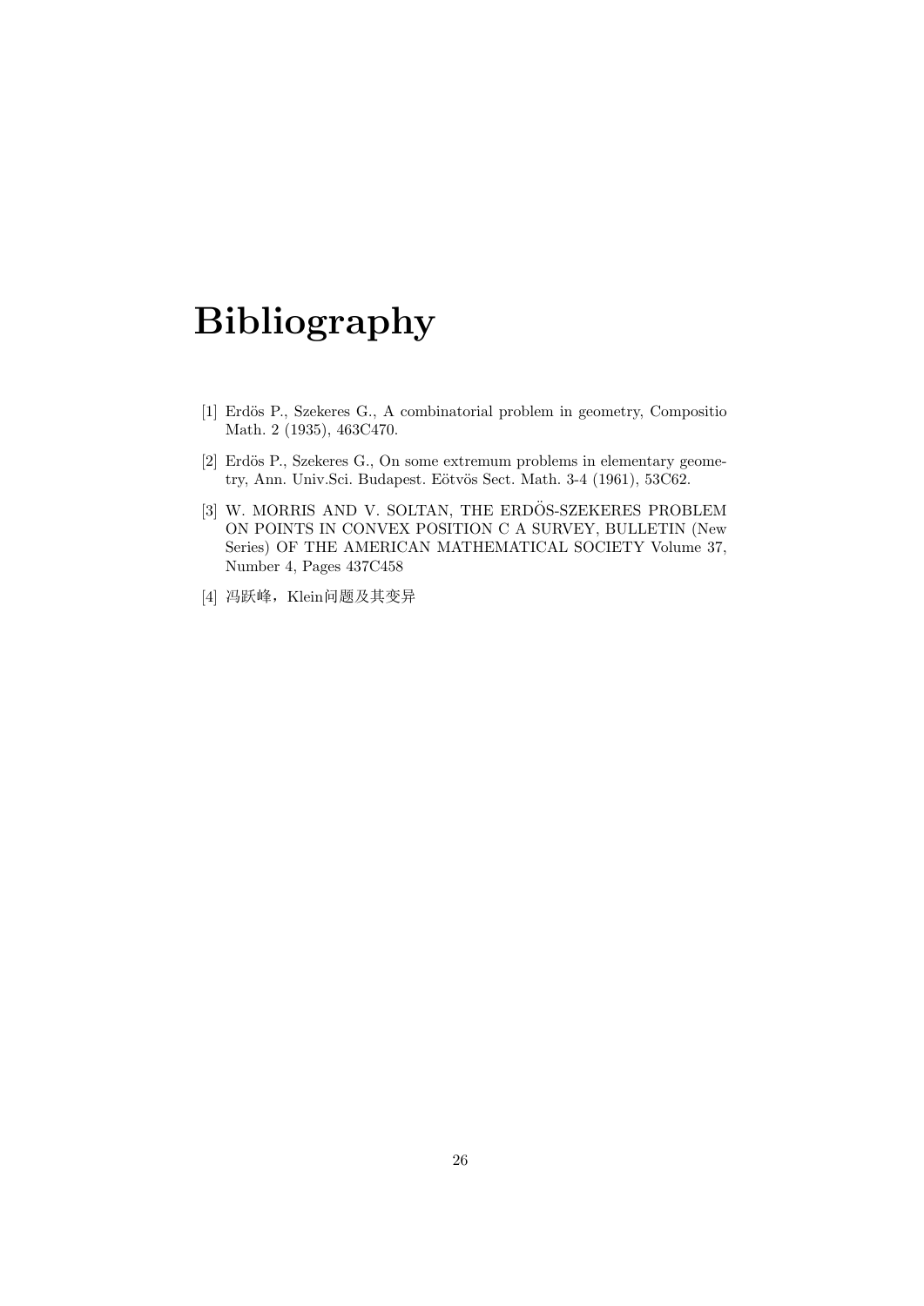# Bibliography

[1] Erdös P., Szekeres G., A combinatorial problem in geometry, Compositio Math. 2 (1935), 463C470.

[2] Erdös P., Szekeres G., On some extremum problems in elementary geometry, Ann. Univ.Sci. Budapest. Eötvös Sect. Math. 3-4 (1961), 53C62.

[3] W. MORRIS AND V. SOLTAN, THE ERDÖS-SZEKERES PROBLEM ON POINTS IN CONVEX POSITION C A SURVEY, BULLETIN (New Series) OF THE AMERICAN MATHEMATICAL SOCIETY Volume 37, Number 4, Pages 437C458

[4] 冯跃峰，Klein问题及其变异